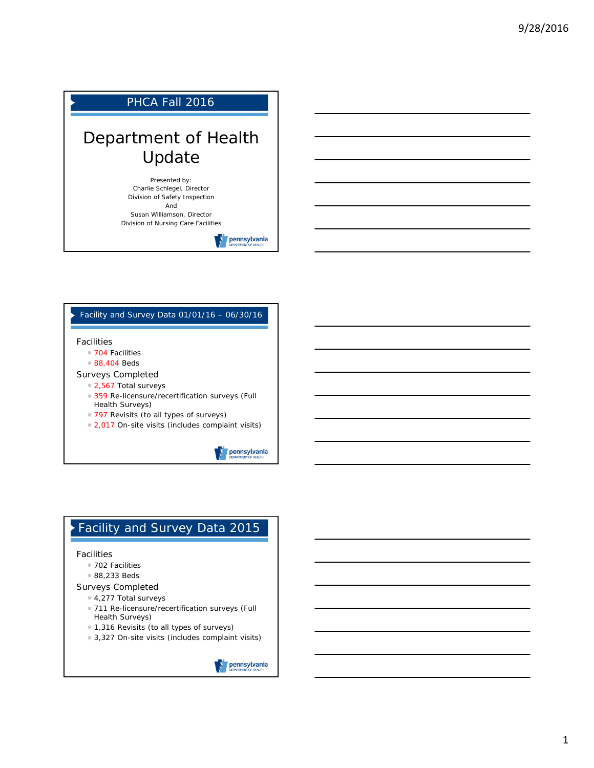## PHCA Fall 2016

# Department of Health Update

Presented by:
Charlie Schlegel, Director
Division of Safety Inspection
And
Susan Williamson, Director
Division of Nursing Care Facilities

pennsylvania DEPARTMENT OF HEALTH

## Facility and Survey Data 01/01/16 – 06/30/16

Facilities

- 704 Facilities
- 88,404 Beds

Surveys Completed

- 2,567 Total surveys
- 359 Re-licensure/recertification surveys (Full Health Surveys)
- 797 Revisits (to all types of surveys)
- 2,017 On-site visits (includes complaint visits)

pennsylvania DEPARTMENT OF HEALTH

## Facility and Survey Data 2015

Facilities

- 702 Facilities
- 88,233 Beds

Surveys Completed

- 4,277 Total surveys
- 711 Re-licensure/recertification surveys (Full Health Surveys)
- 1,316 Revisits (to all types of surveys)
- 3,327 On-site visits (includes complaint visits)

pennsylvania DEPARTMENT OF HEALTH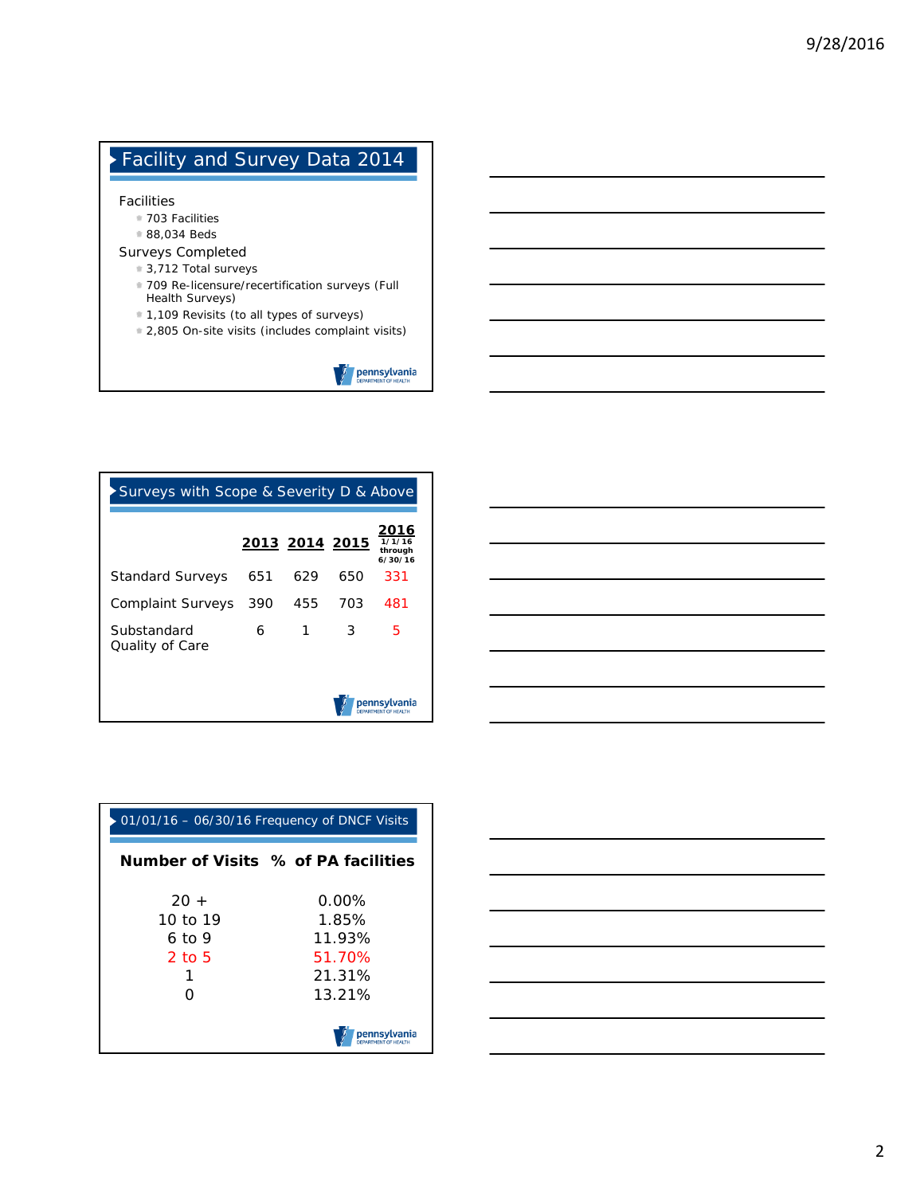## Facility and Survey Data 2014

Facilities
- 703 Facilities
- 88,034 Beds

Surveys Completed
- 3,712 Total surveys
- 709 Re-licensure/recertification surveys (Full Health Surveys)
- 1,109 Revisits (to all types of surveys)
- 2,805 On-site visits (includes complaint visits)

## Surveys with Scope & Severity D & Above

| | 2013 | 2014 | 2015 | 2016 1/1/16 through 6/30/16 |
|---|---|---|---|---|
| Standard Surveys | 651 | 629 | 650 | 331 |
| Complaint Surveys | 390 | 455 | 703 | 481 |
| Substandard Quality of Care | 6 | 1 | 3 | 5 |

## 01/01/16 – 06/30/16 Frequency of DNCF Visits

| Number of Visits | % of PA facilities |
|---|---|
| 20 + | 0.00% |
| 10 to 19 | 1.85% |
| 6 to 9 | 11.93% |
| 2 to 5 | 51.70% |
| 1 | 21.31% |
| 0 | 13.21% |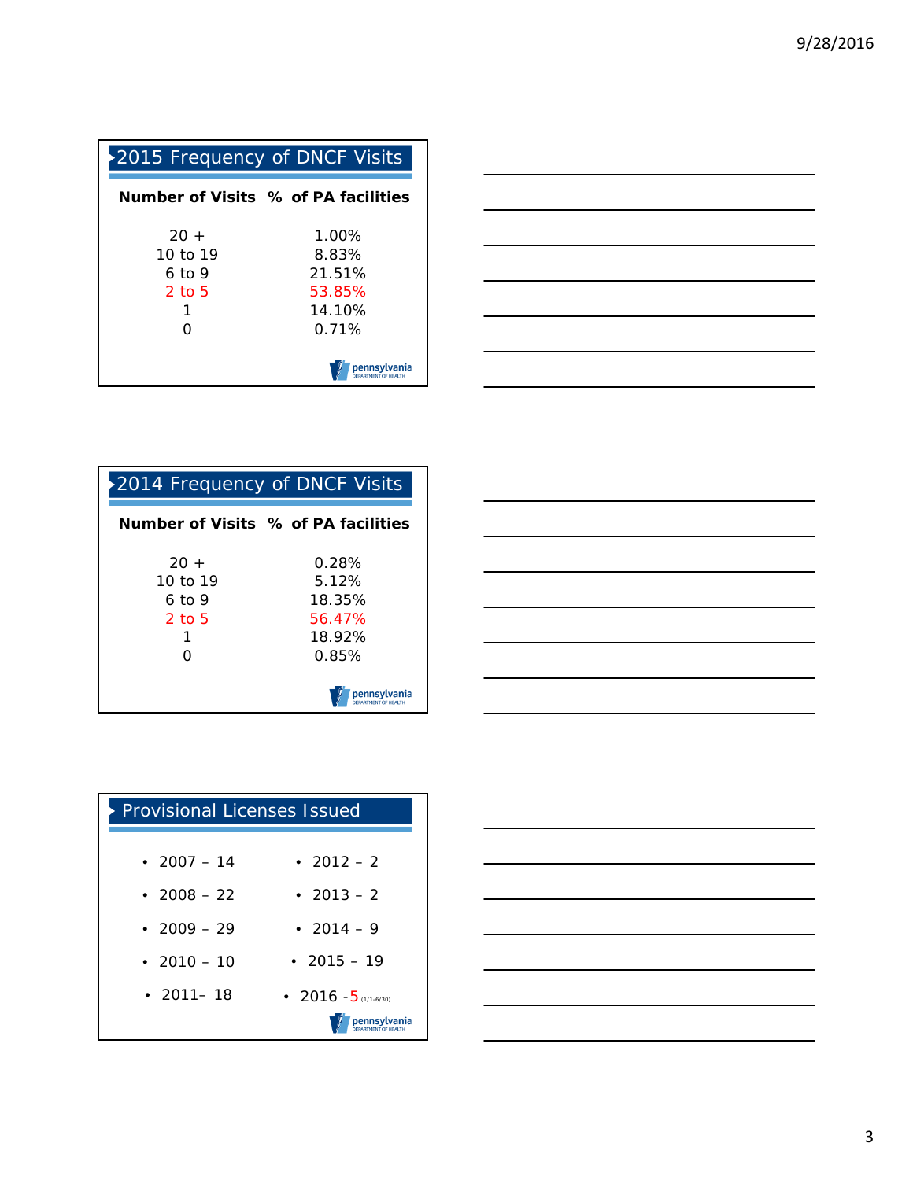## 2015 Frequency of DNCF Visits

| Number of Visits | % of PA facilities |
|---|---|
| 20 + | 1.00% |
| 10 to 19 | 8.83% |
| 6 to 9 | 21.51% |
| 2 to 5 | 53.85% |
| 1 | 14.10% |
| 0 | 0.71% |

## 2014 Frequency of DNCF Visits

| Number of Visits | % of PA facilities |
|---|---|
| 20 + | 0.28% |
| 10 to 19 | 5.12% |
| 6 to 9 | 18.35% |
| 2 to 5 | 56.47% |
| 1 | 18.92% |
| 0 | 0.85% |

## Provisional Licenses Issued

- 2007 – 14
- 2008 – 22
- 2009 – 29
- 2010 – 10
- 2011– 18
- 2012 – 2
- 2013 – 2
- 2014 – 9
- 2015 – 19
- 2016 -5 (1/1-6/30)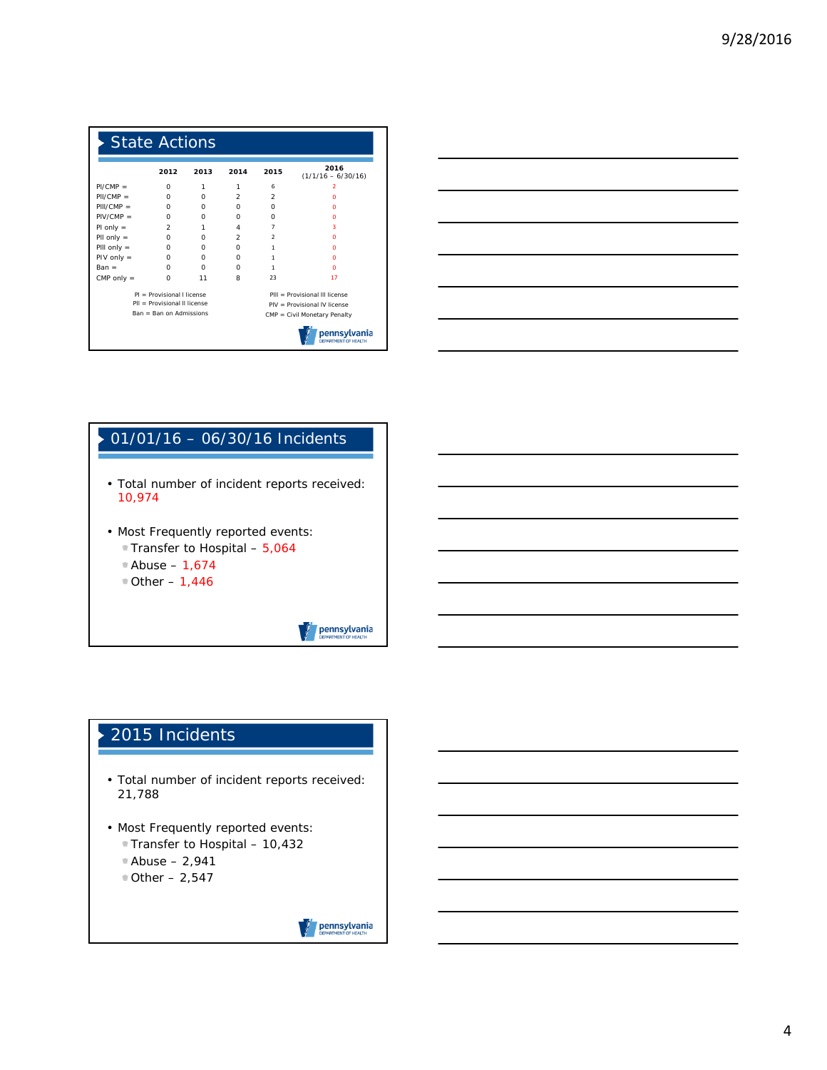## State Actions

| | 2012 | 2013 | 2014 | 2015 | 2016 (1/1/16 – 6/30/16) |
|---|---|---|---|---|---|
| PI/CMP = | 0 | 1 | 1 | 6 | 2 |
| PII/CMP = | 0 | 0 | 2 | 2 | 0 |
| PIII/CMP = | 0 | 0 | 0 | 0 | 0 |
| PIV/CMP = | 0 | 0 | 0 | 0 | 0 |
| PI only = | 2 | 1 | 4 | 7 | 3 |
| PII only = | 0 | 0 | 2 | 2 | 0 |
| PIII only = | 0 | 0 | 0 | 1 | 0 |
| PIV only = | 0 | 0 | 0 | 1 | 0 |
| Ban = | 0 | 0 | 0 | 1 | 0 |
| CMP only = | 0 | 11 | 8 | 23 | 17 |

PI = Provisional I license
PII = Provisional II license
Ban = Ban on Admissions
PIII = Provisional III license
PIV = Provisional IV license
CMP = Civil Monetary Penalty

## 01/01/16 – 06/30/16 Incidents

- Total number of incident reports received: 10,974
- Most Frequently reported events:
  - Transfer to Hospital – 5,064
  - Abuse – 1,674
  - Other – 1,446

## 2015 Incidents

- Total number of incident reports received: 21,788
- Most Frequently reported events:
  - Transfer to Hospital – 10,432
  - Abuse – 2,941
  - Other – 2,547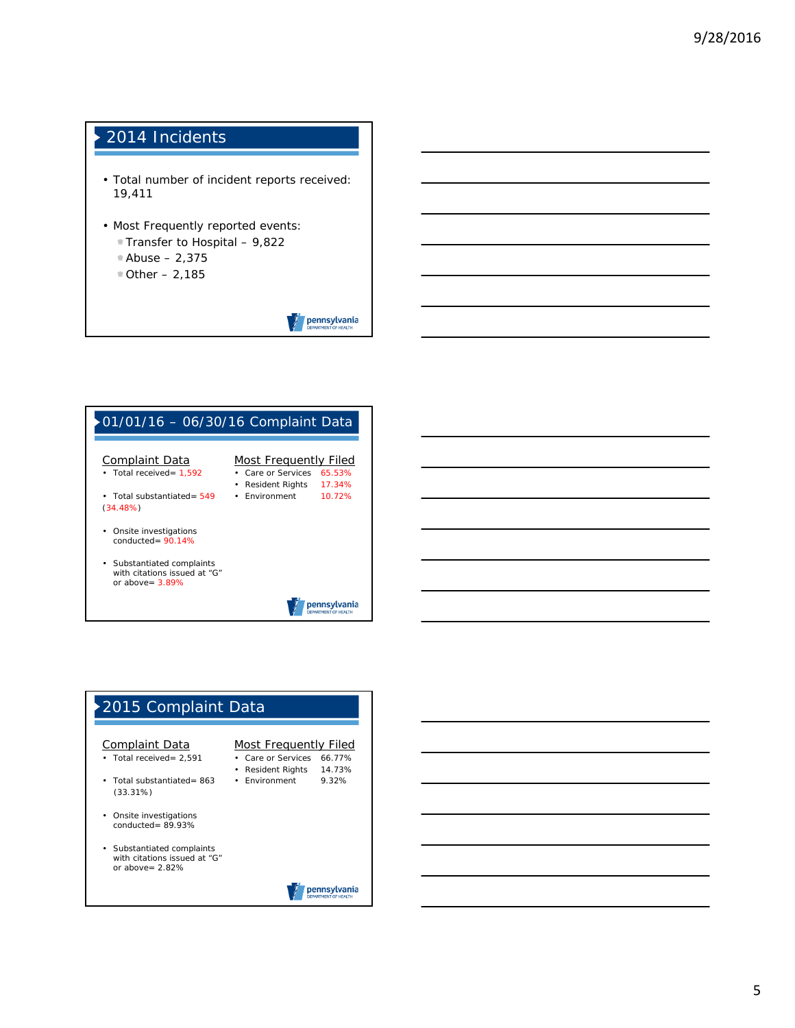## 2014 Incidents

- Total number of incident reports received: 19,411
- Most Frequently reported events:
  - Transfer to Hospital – 9,822
  - Abuse – 2,375
  - Other – 2,185

## 01/01/16 – 06/30/16 Complaint Data

**Complaint Data**

- Total received= 1,592
- Total substantiated= 549 (34.48%)
- Onsite investigations conducted= 90.14%
- Substantiated complaints with citations issued at "G" or above= 3.89%

**Most Frequently Filed**

- Care or Services 65.53%
- Resident Rights 17.34%
- Environment 10.72%

## 2015 Complaint Data

**Complaint Data**

- Total received= 2,591
- Total substantiated= 863 (33.31%)
- Onsite investigations conducted= 89.93%
- Substantiated complaints with citations issued at "G" or above= 2.82%

**Most Frequently Filed**

- Care or Services 66.77%
- Resident Rights 14.73%
- Environment 9.32%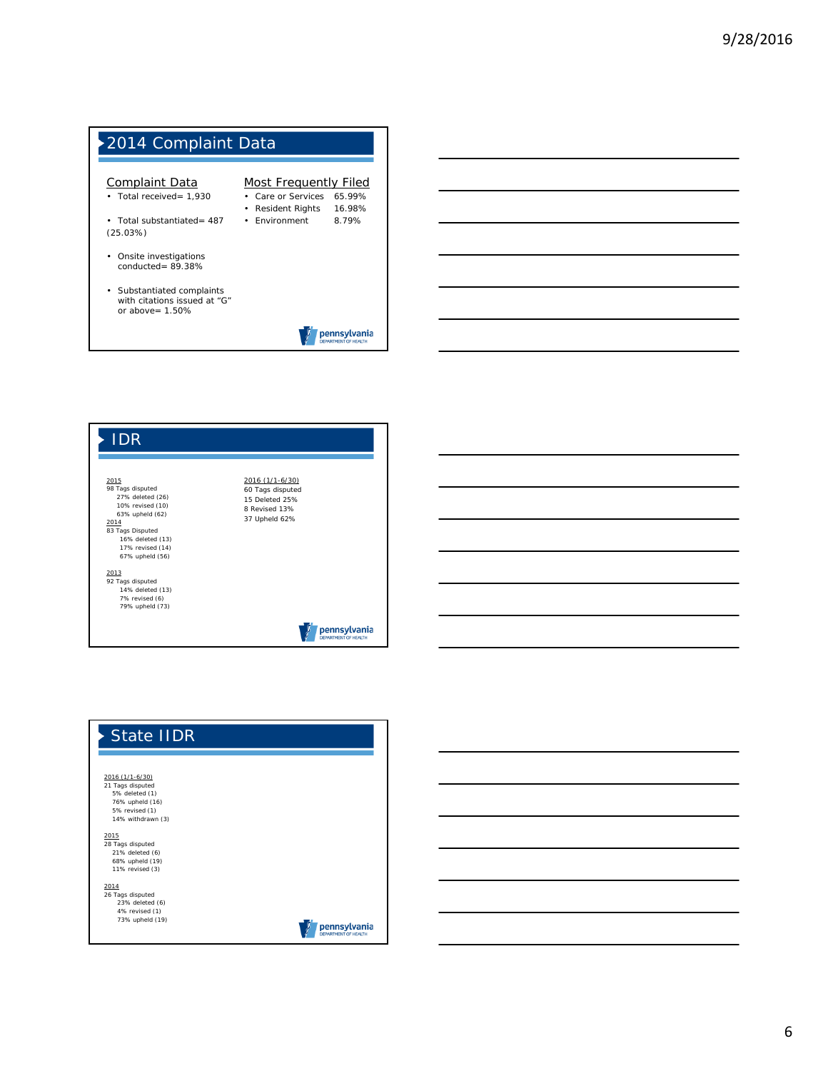## 2014 Complaint Data

**Complaint Data**

- Total received= 1,930
- Total substantiated= 487 (25.03%)
- Onsite investigations conducted= 89.38%
- Substantiated complaints with citations issued at "G" or above= 1.50%

**Most Frequently Filed**

- Care or Services 65.99%
- Resident Rights 16.98%
- Environment 8.79%

## IDR

2015
98 Tags disputed
- 27% deleted (26)
- 10% revised (10)
- 63% upheld (62)

2014
83 Tags Disputed
- 16% deleted (13)
- 17% revised (14)
- 67% upheld (56)

2013
92 Tags disputed
- 14% deleted (13)
- 7% revised (6)
- 79% upheld (73)

2016 (1/1-6/30)
60 Tags disputed
15 Deleted 25%
8 Revised 13%
37 Upheld 62%

## State IIDR

2016 (1/1-6/30)
21 Tags disputed
- 5% deleted (1)
- 76% upheld (16)
- 5% revised (1)
- 14% withdrawn (3)

2015
28 Tags disputed
- 21% deleted (6)
- 68% upheld (19)
- 11% revised (3)

2014
26 Tags disputed
- 23% deleted (6)
- 4% revised (1)
- 73% upheld (19)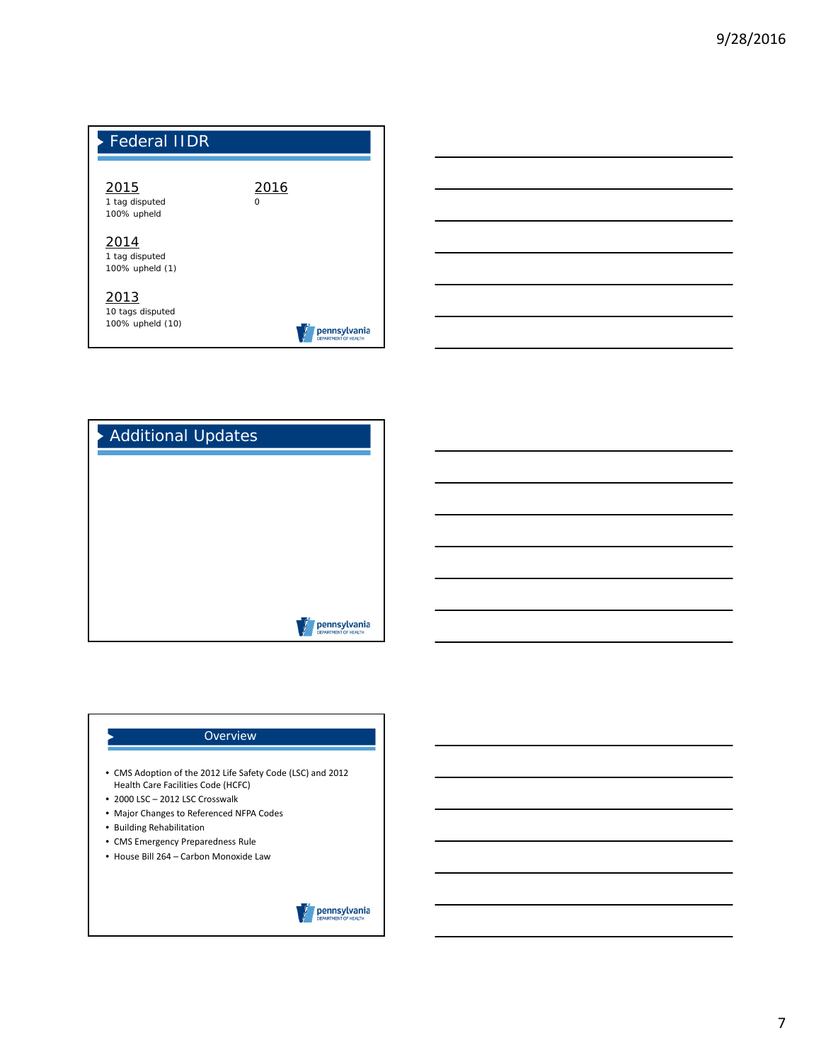## Federal IIDR

**2015**
1 tag disputed
100% upheld

**2016**
0

**2014**
1 tag disputed
100% upheld (1)

**2013**
10 tags disputed
100% upheld (10)

## Additional Updates

## Overview

- CMS Adoption of the 2012 Life Safety Code (LSC) and 2012 Health Care Facilities Code (HCFC)
- 2000 LSC – 2012 LSC Crosswalk
- Major Changes to Referenced NFPA Codes
- Building Rehabilitation
- CMS Emergency Preparedness Rule
- House Bill 264 – Carbon Monoxide Law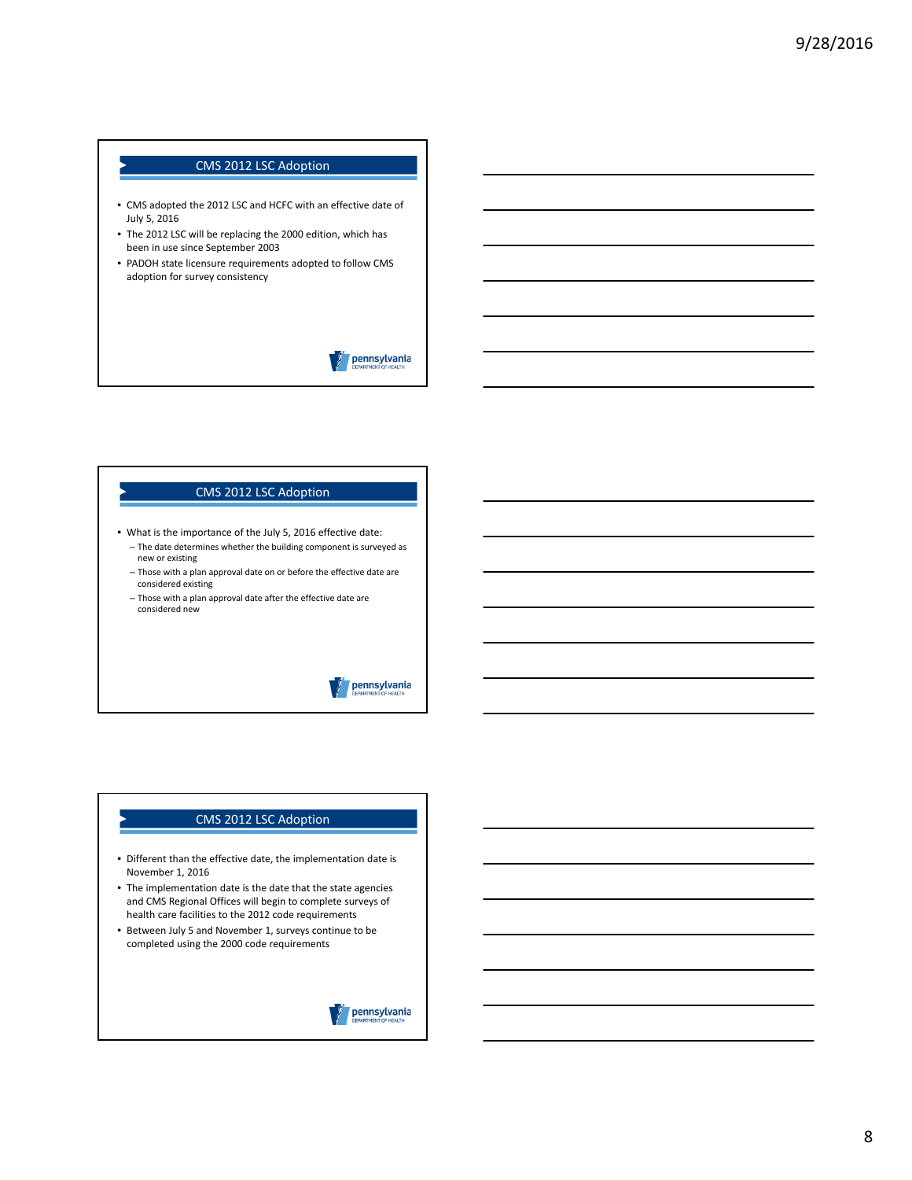## CMS 2012 LSC Adoption

- CMS adopted the 2012 LSC and HCFC with an effective date of July 5, 2016
- The 2012 LSC will be replacing the 2000 edition, which has been in use since September 2003
- PADOH state licensure requirements adopted to follow CMS adoption for survey consistency

## CMS 2012 LSC Adoption

- What is the importance of the July 5, 2016 effective date:
  - The date determines whether the building component is surveyed as new or existing
  - Those with a plan approval date on or before the effective date are considered existing
  - Those with a plan approval date after the effective date are considered new

## CMS 2012 LSC Adoption

- Different than the effective date, the implementation date is November 1, 2016
- The implementation date is the date that the state agencies and CMS Regional Offices will begin to complete surveys of health care facilities to the 2012 code requirements
- Between July 5 and November 1, surveys continue to be completed using the 2000 code requirements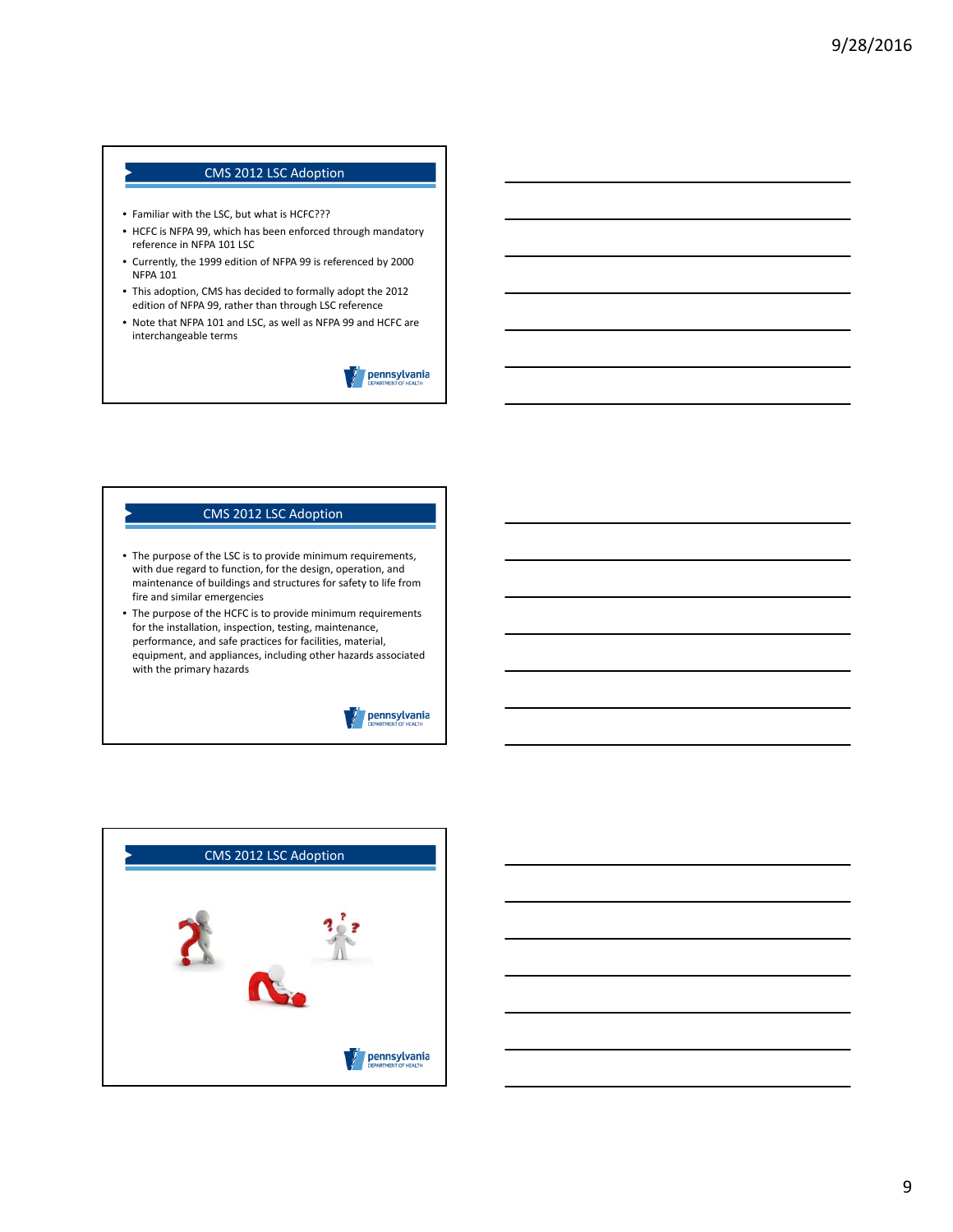## CMS 2012 LSC Adoption

- Familiar with the LSC, but what is HCFC???
- HCFC is NFPA 99, which has been enforced through mandatory reference in NFPA 101 LSC
- Currently, the 1999 edition of NFPA 99 is referenced by 2000 NFPA 101
- This adoption, CMS has decided to formally adopt the 2012 edition of NFPA 99, rather than through LSC reference
- Note that NFPA 101 and LSC, as well as NFPA 99 and HCFC are interchangeable terms

## CMS 2012 LSC Adoption

- The purpose of the LSC is to provide minimum requirements, with due regard to function, for the design, operation, and maintenance of buildings and structures for safety to life from fire and similar emergencies
- The purpose of the HCFC is to provide minimum requirements for the installation, inspection, testing, maintenance, performance, and safe practices for facilities, material, equipment, and appliances, including other hazards associated with the primary hazards

## CMS 2012 LSC Adoption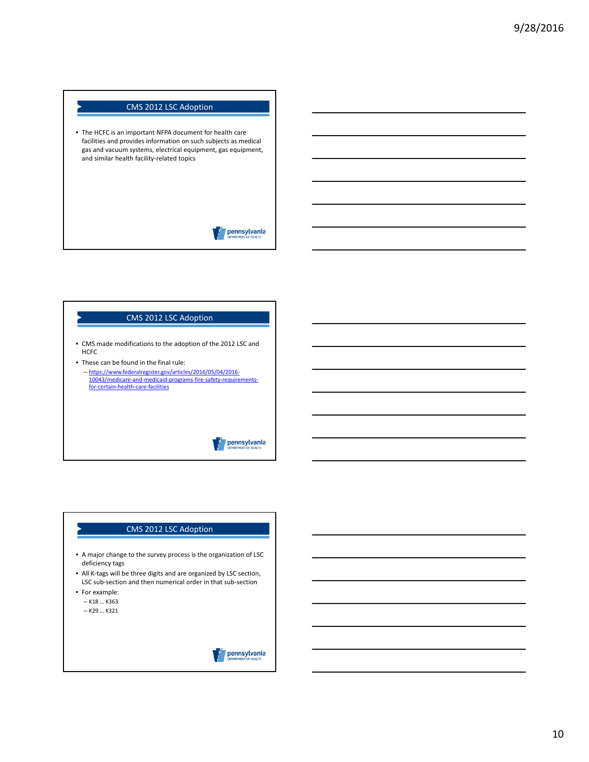## CMS 2012 LSC Adoption

- The HCFC is an important NFPA document for health care facilities and provides information on such subjects as medical gas and vacuum systems, electrical equipment, gas equipment, and similar health facility-related topics

## CMS 2012 LSC Adoption

- CMS made modifications to the adoption of the 2012 LSC and HCFC
- These can be found in the final rule:
  - https://www.federalregister.gov/articles/2016/05/04/2016-10043/medicare-and-medicaid-programs-fire-safety-requirements-for-certain-health-care-facilities

## CMS 2012 LSC Adoption

- A major change to the survey process is the organization of LSC deficiency tags
- All K-tags will be three digits and are organized by LSC section, LSC sub-section and then numerical order in that sub-section
- For example:
  - K18 … K363
  - K29 … K321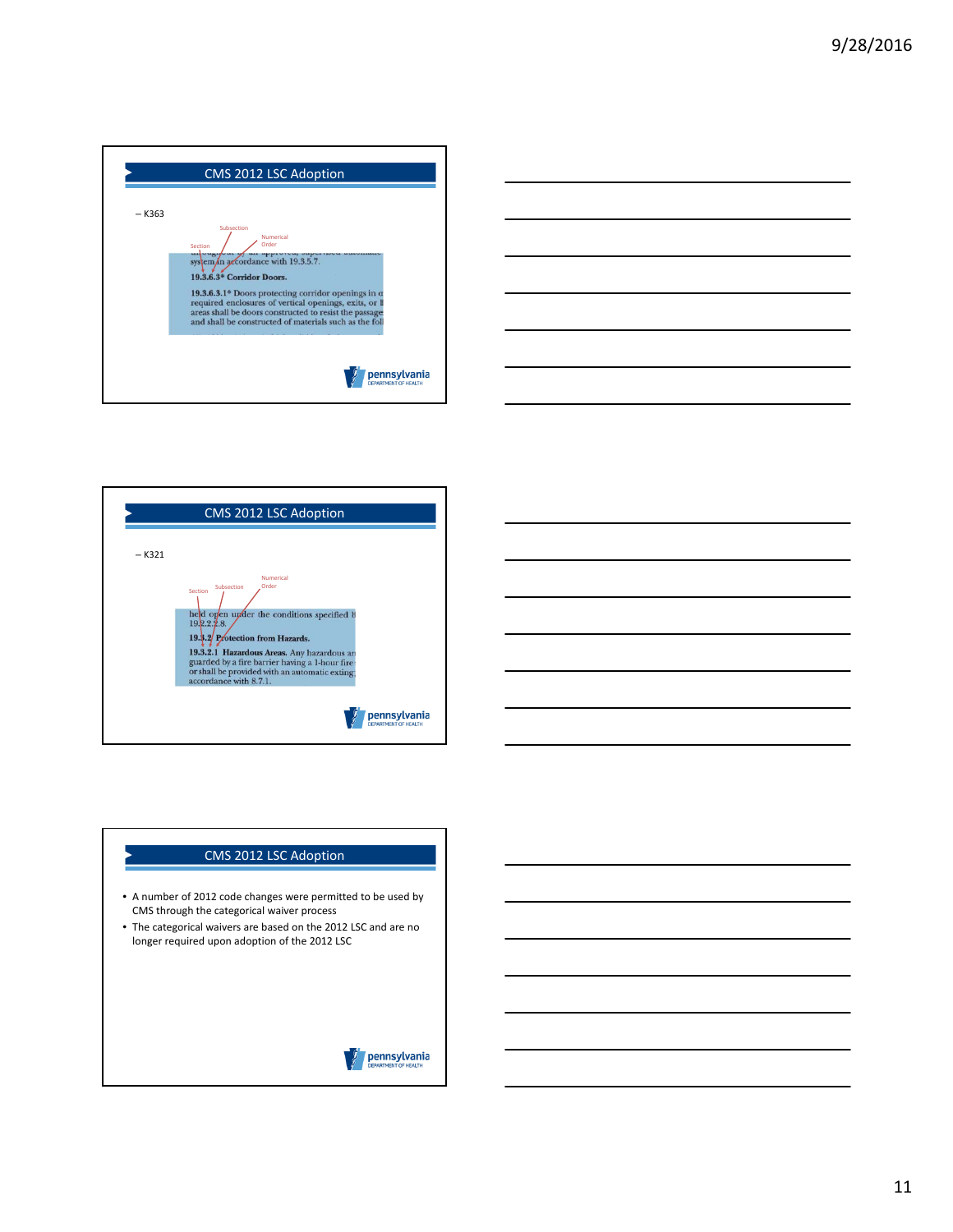## CMS 2012 LSC Adoption

– K363

Section / Subsection / Numerical Order

system in accordance with 19.3.5.7.

**19.3.6.3\* Corridor Doors.**

**19.3.6.3.1\*** Doors protecting corridor openings in o required enclosures of vertical openings, exits, or l areas shall be doors constructed to resist the passage and shall be constructed of materials such as the foll

## CMS 2012 LSC Adoption

– K321

Section / Subsection / Numerical Order

held open under the conditions specified b 19.2.2.2.8.

**19.3.2 Protection from Hazards.**

**19.3.2.1 Hazardous Areas.** Any hazardous ar guarded by a fire barrier having a 1-hour fire or shall be provided with an automatic exting accordance with 8.7.1.

## CMS 2012 LSC Adoption

- A number of 2012 code changes were permitted to be used by CMS through the categorical waiver process
- The categorical waivers are based on the 2012 LSC and are no longer required upon adoption of the 2012 LSC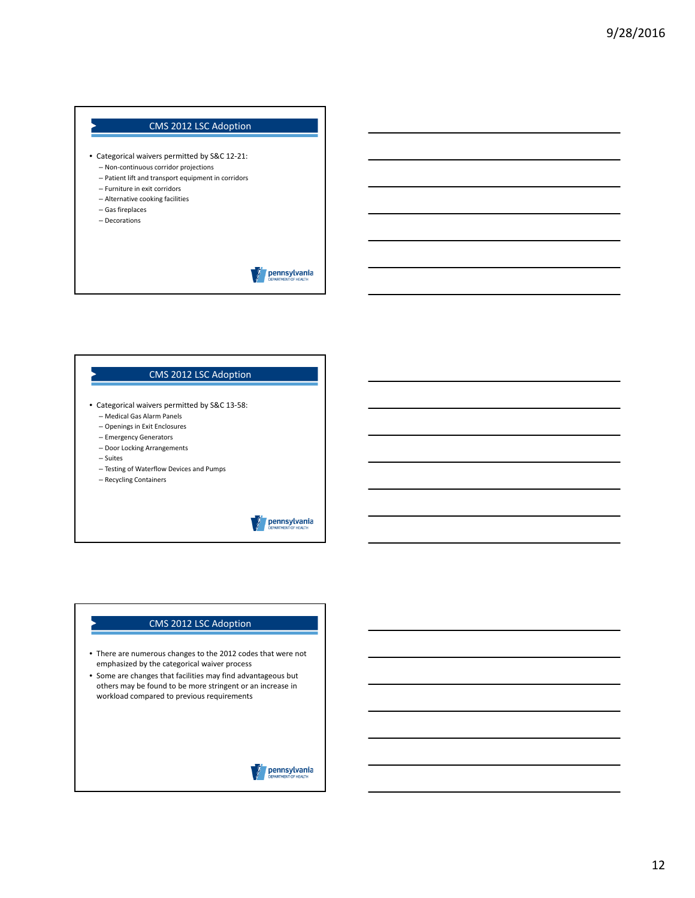## CMS 2012 LSC Adoption

- Categorical waivers permitted by S&C 12-21:
  - Non-continuous corridor projections
  - Patient lift and transport equipment in corridors
  - Furniture in exit corridors
  - Alternative cooking facilities
  - Gas fireplaces
  - Decorations

## CMS 2012 LSC Adoption

- Categorical waivers permitted by S&C 13-58:
  - Medical Gas Alarm Panels
  - Openings in Exit Enclosures
  - Emergency Generators
  - Door Locking Arrangements
  - Suites
  - Testing of Waterflow Devices and Pumps
  - Recycling Containers

## CMS 2012 LSC Adoption

- There are numerous changes to the 2012 codes that were not emphasized by the categorical waiver process
- Some are changes that facilities may find advantageous but others may be found to be more stringent or an increase in workload compared to previous requirements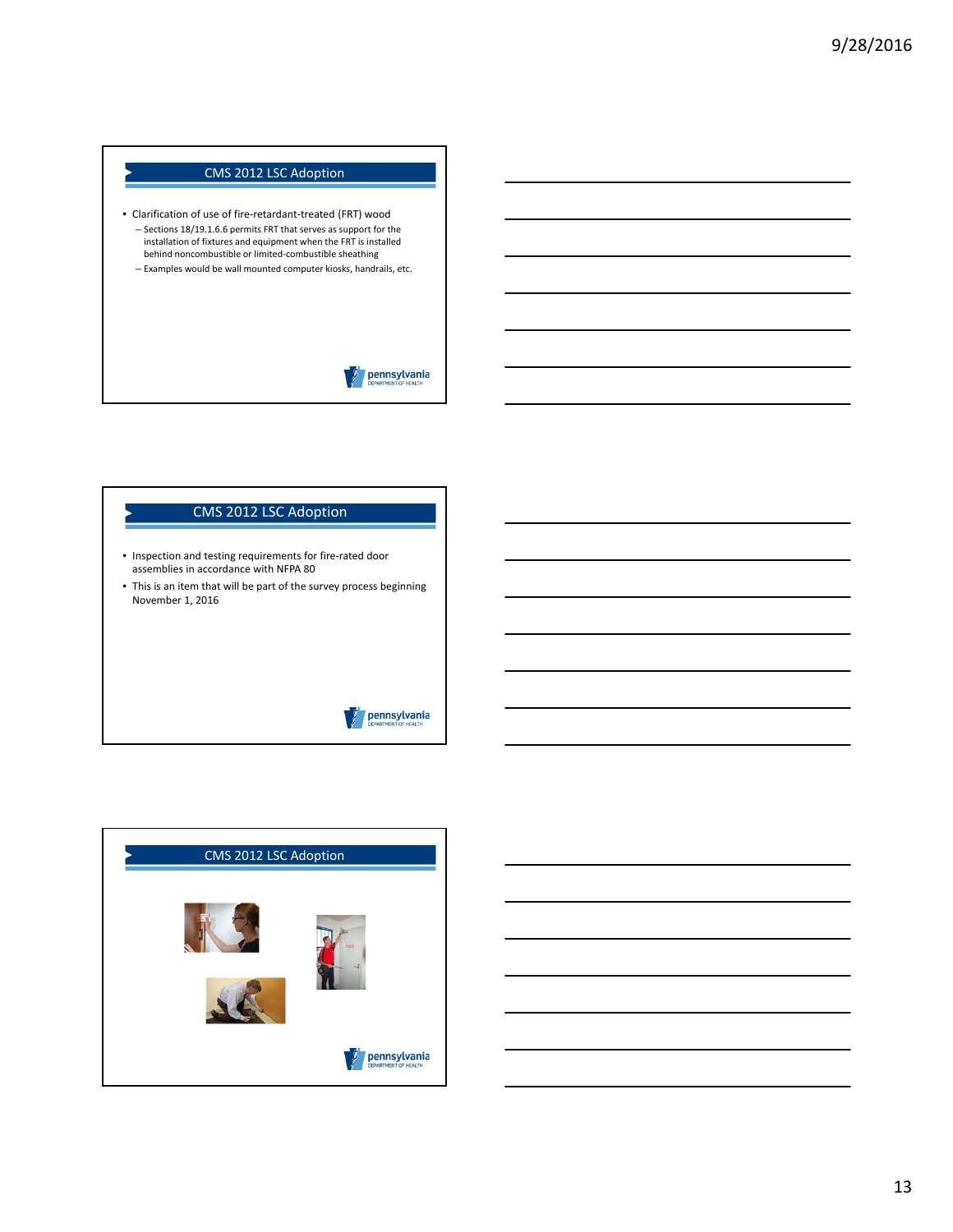## CMS 2012 LSC Adoption

- Clarification of use of fire-retardant-treated (FRT) wood
  - Sections 18/19.1.6.6 permits FRT that serves as support for the installation of fixtures and equipment when the FRT is installed behind noncombustible or limited-combustible sheathing
  - Examples would be wall mounted computer kiosks, handrails, etc.

## CMS 2012 LSC Adoption

- Inspection and testing requirements for fire-rated door assemblies in accordance with NFPA 80
- This is an item that will be part of the survey process beginning November 1, 2016

## CMS 2012 LSC Adoption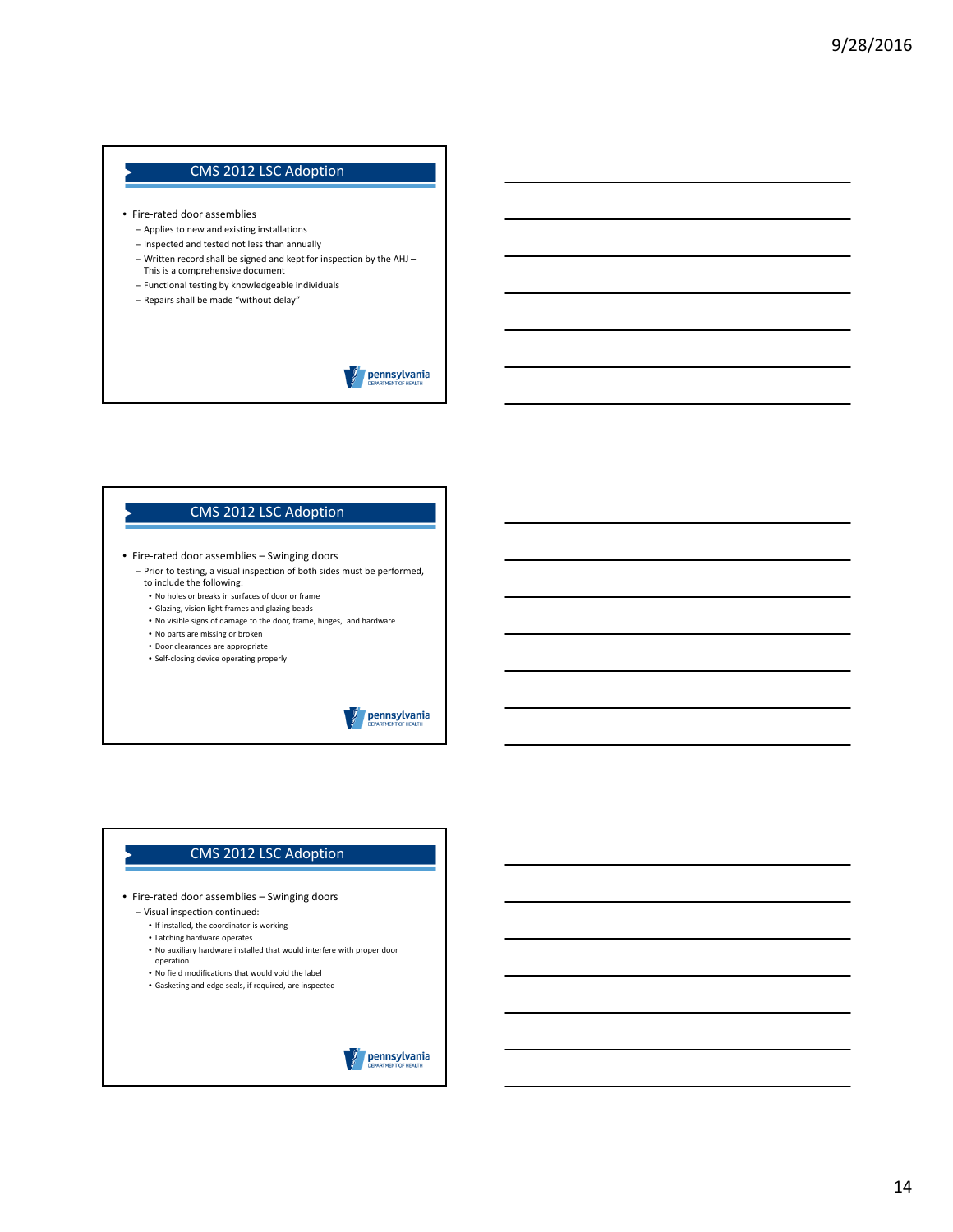## CMS 2012 LSC Adoption

- Fire-rated door assemblies
  - Applies to new and existing installations
  - Inspected and tested not less than annually
  - Written record shall be signed and kept for inspection by the AHJ – This is a comprehensive document
  - Functional testing by knowledgeable individuals
  - Repairs shall be made "without delay"

## CMS 2012 LSC Adoption

- Fire-rated door assemblies – Swinging doors
  - Prior to testing, a visual inspection of both sides must be performed, to include the following:
    - No holes or breaks in surfaces of door or frame
    - Glazing, vision light frames and glazing beads
    - No visible signs of damage to the door, frame, hinges, and hardware
    - No parts are missing or broken
    - Door clearances are appropriate
    - Self-closing device operating properly

## CMS 2012 LSC Adoption

- Fire-rated door assemblies – Swinging doors
  - Visual inspection continued:
    - If installed, the coordinator is working
    - Latching hardware operates
    - No auxiliary hardware installed that would interfere with proper door operation
    - No field modifications that would void the label
    - Gasketing and edge seals, if required, are inspected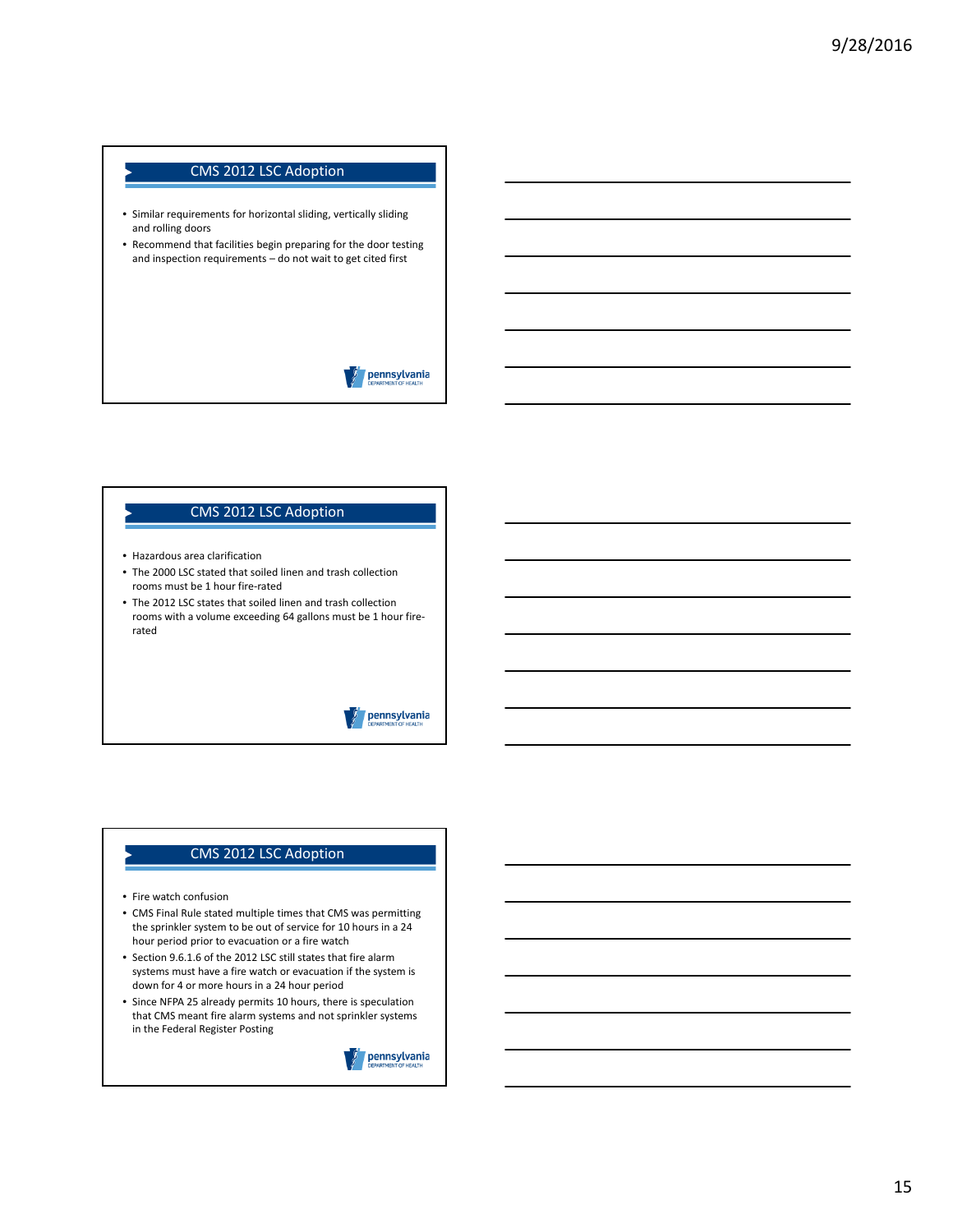## CMS 2012 LSC Adoption

- Similar requirements for horizontal sliding, vertically sliding and rolling doors
- Recommend that facilities begin preparing for the door testing and inspection requirements – do not wait to get cited first

## CMS 2012 LSC Adoption

- Hazardous area clarification
- The 2000 LSC stated that soiled linen and trash collection rooms must be 1 hour fire-rated
- The 2012 LSC states that soiled linen and trash collection rooms with a volume exceeding 64 gallons must be 1 hour fire-rated

## CMS 2012 LSC Adoption

- Fire watch confusion
- CMS Final Rule stated multiple times that CMS was permitting the sprinkler system to be out of service for 10 hours in a 24 hour period prior to evacuation or a fire watch
- Section 9.6.1.6 of the 2012 LSC still states that fire alarm systems must have a fire watch or evacuation if the system is down for 4 or more hours in a 24 hour period
- Since NFPA 25 already permits 10 hours, there is speculation that CMS meant fire alarm systems and not sprinkler systems in the Federal Register Posting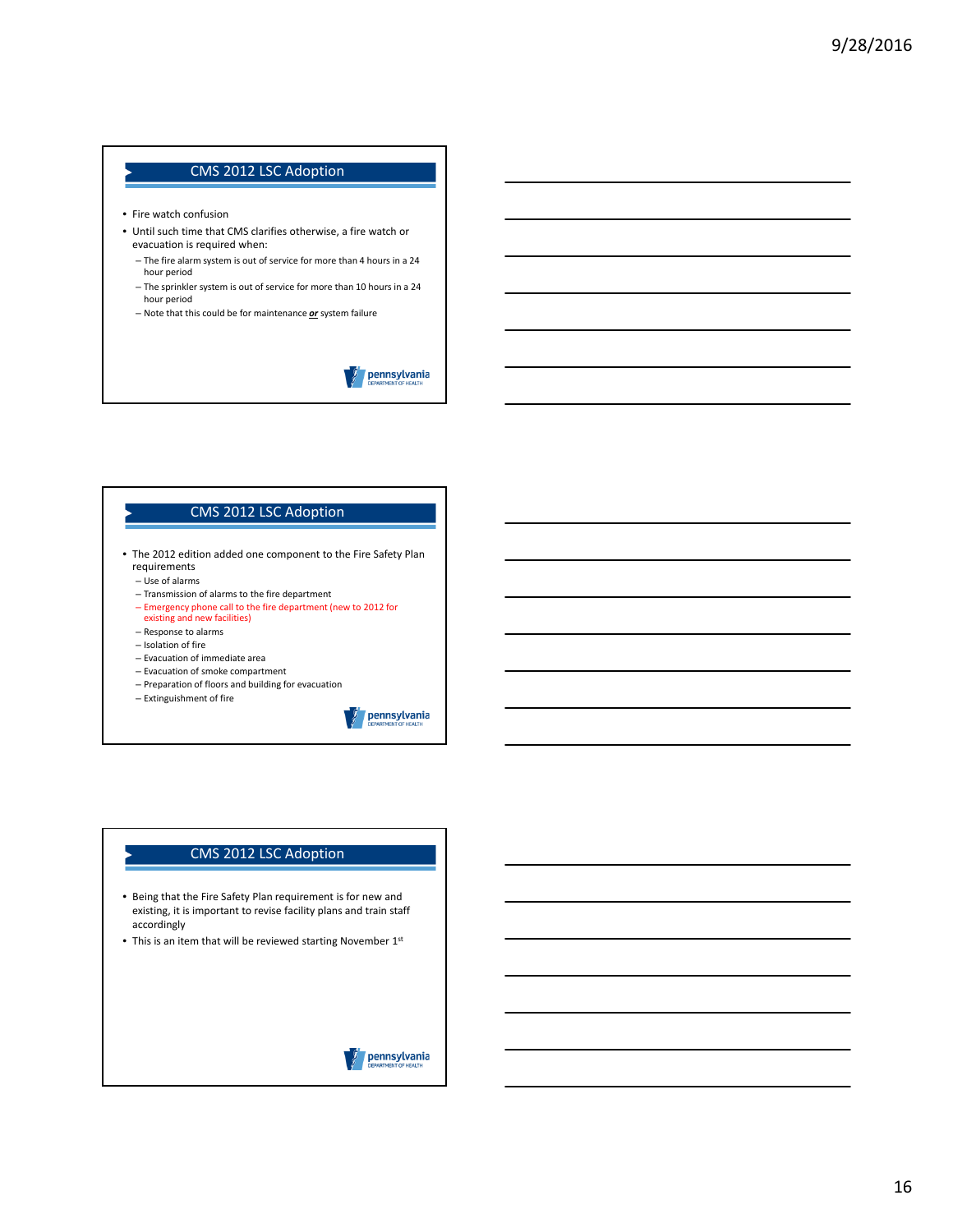## CMS 2012 LSC Adoption

- Fire watch confusion
- Until such time that CMS clarifies otherwise, a fire watch or evacuation is required when:
  - The fire alarm system is out of service for more than 4 hours in a 24 hour period
  - The sprinkler system is out of service for more than 10 hours in a 24 hour period
  - Note that this could be for maintenance ***or*** system failure

## CMS 2012 LSC Adoption

- The 2012 edition added one component to the Fire Safety Plan requirements
  - Use of alarms
  - Transmission of alarms to the fire department
  - Emergency phone call to the fire department (new to 2012 for existing and new facilities)
  - Response to alarms
  - Isolation of fire
  - Evacuation of immediate area
  - Evacuation of smoke compartment
  - Preparation of floors and building for evacuation
  - Extinguishment of fire

## CMS 2012 LSC Adoption

- Being that the Fire Safety Plan requirement is for new and existing, it is important to revise facility plans and train staff accordingly
- This is an item that will be reviewed starting November 1st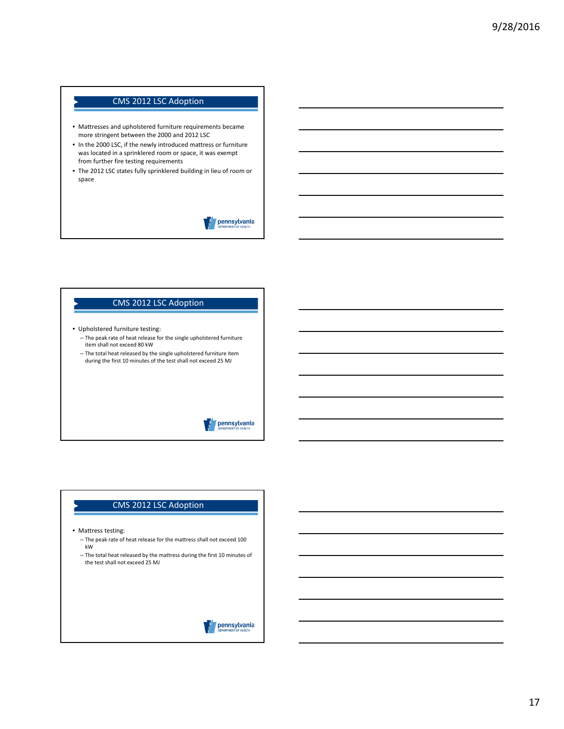## CMS 2012 LSC Adoption

- Mattresses and upholstered furniture requirements became more stringent between the 2000 and 2012 LSC
- In the 2000 LSC, if the newly introduced mattress or furniture was located in a sprinklered room or space, it was exempt from further fire testing requirements
- The 2012 LSC states fully sprinklered building in lieu of room or space

## CMS 2012 LSC Adoption

- Upholstered furniture testing:
  - The peak rate of heat release for the single upholstered furniture item shall not exceed 80 kW
  - The total heat released by the single upholstered furniture item during the first 10 minutes of the test shall not exceed 25 MJ

## CMS 2012 LSC Adoption

- Mattress testing:
  - The peak rate of heat release for the mattress shall not exceed 100 kW
  - The total heat released by the mattress during the first 10 minutes of the test shall not exceed 25 MJ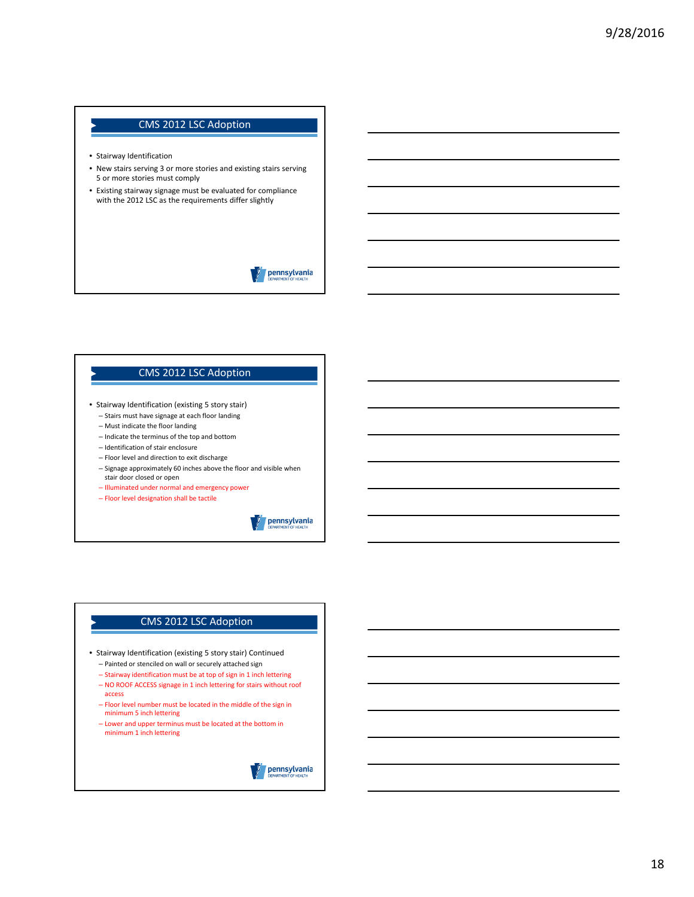## CMS 2012 LSC Adoption

- Stairway Identification
- New stairs serving 3 or more stories and existing stairs serving 5 or more stories must comply
- Existing stairway signage must be evaluated for compliance with the 2012 LSC as the requirements differ slightly

## CMS 2012 LSC Adoption

- Stairway Identification (existing 5 story stair)
  - Stairs must have signage at each floor landing
  - Must indicate the floor landing
  - Indicate the terminus of the top and bottom
  - Identification of stair enclosure
  - Floor level and direction to exit discharge
  - Signage approximately 60 inches above the floor and visible when stair door closed or open
  - Illuminated under normal and emergency power
  - Floor level designation shall be tactile

## CMS 2012 LSC Adoption

- Stairway Identification (existing 5 story stair) Continued
  - Painted or stenciled on wall or securely attached sign
  - Stairway identification must be at top of sign in 1 inch lettering
  - NO ROOF ACCESS signage in 1 inch lettering for stairs without roof access
  - Floor level number must be located in the middle of the sign in minimum 5 inch lettering
  - Lower and upper terminus must be located at the bottom in minimum 1 inch lettering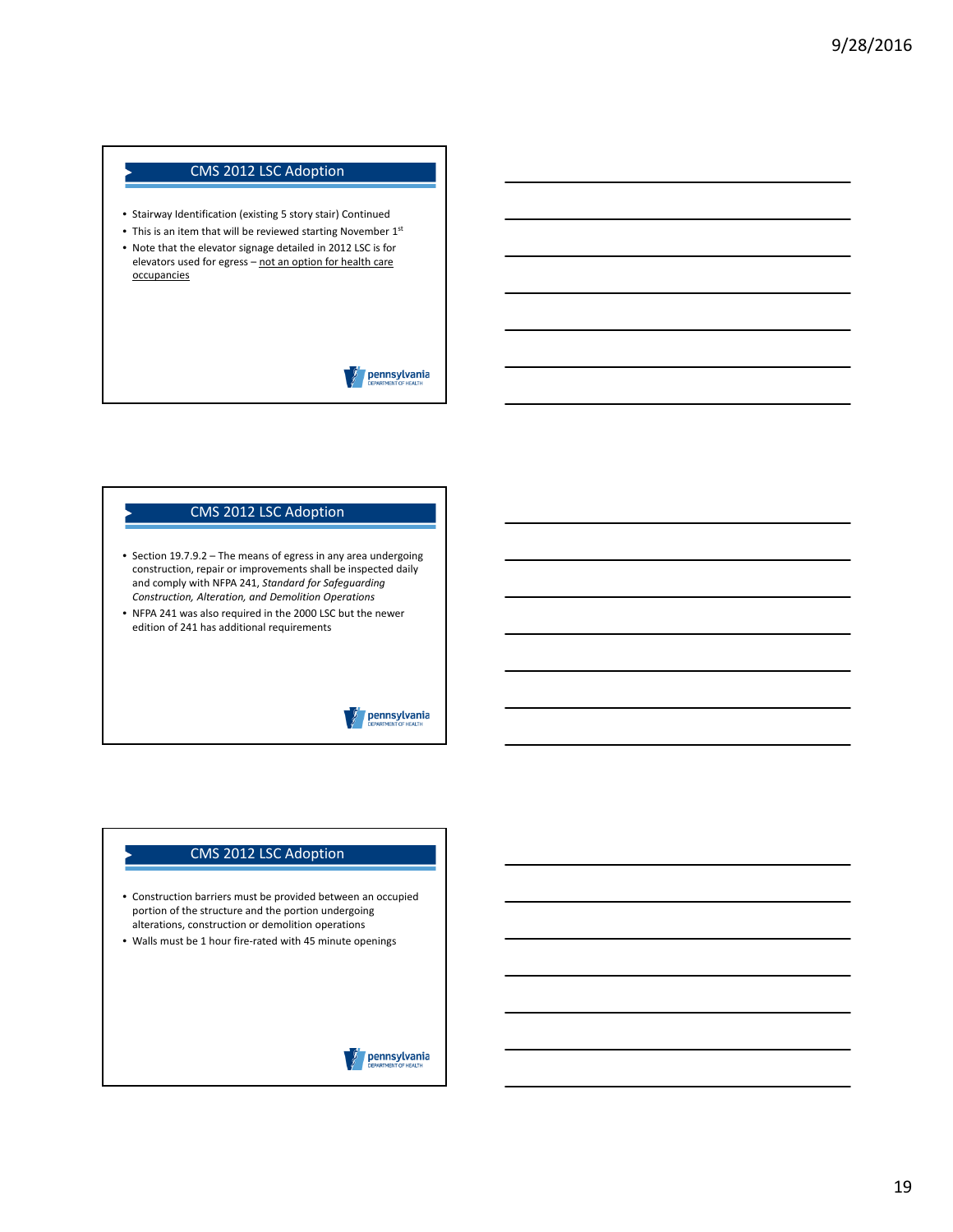## CMS 2012 LSC Adoption

- Stairway Identification (existing 5 story stair) Continued
- This is an item that will be reviewed starting November 1st
- Note that the elevator signage detailed in 2012 LSC is for elevators used for egress – not an option for health care occupancies

## CMS 2012 LSC Adoption

- Section 19.7.9.2 – The means of egress in any area undergoing construction, repair or improvements shall be inspected daily and comply with NFPA 241, *Standard for Safeguarding Construction, Alteration, and Demolition Operations*
- NFPA 241 was also required in the 2000 LSC but the newer edition of 241 has additional requirements

## CMS 2012 LSC Adoption

- Construction barriers must be provided between an occupied portion of the structure and the portion undergoing alterations, construction or demolition operations
- Walls must be 1 hour fire-rated with 45 minute openings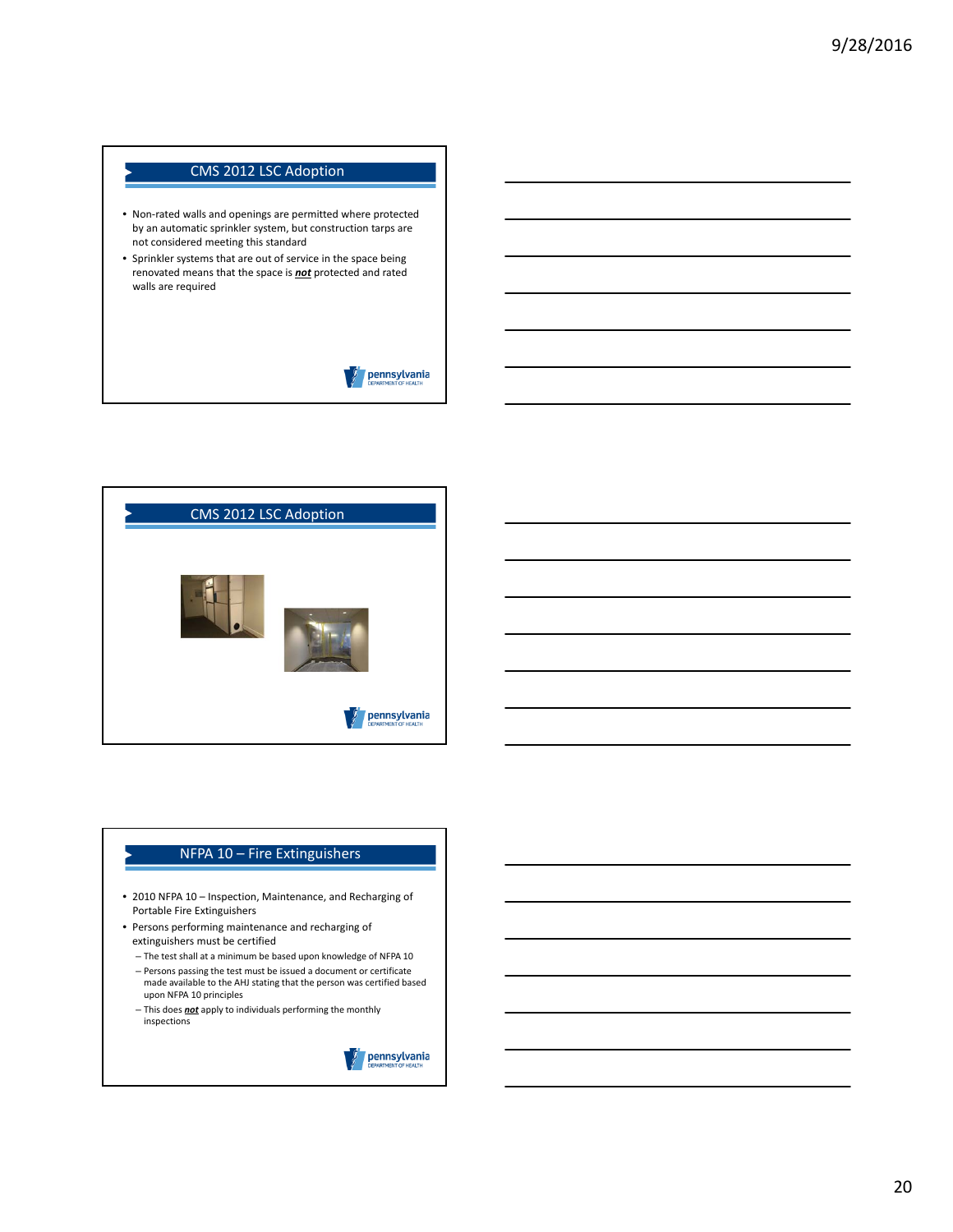## CMS 2012 LSC Adoption

- Non-rated walls and openings are permitted where protected by an automatic sprinkler system, but construction tarps are not considered meeting this standard
- Sprinkler systems that are out of service in the space being renovated means that the space is ***not*** protected and rated walls are required

## CMS 2012 LSC Adoption

## NFPA 10 – Fire Extinguishers

- 2010 NFPA 10 – Inspection, Maintenance, and Recharging of Portable Fire Extinguishers
- Persons performing maintenance and recharging of extinguishers must be certified
  - The test shall at a minimum be based upon knowledge of NFPA 10
  - Persons passing the test must be issued a document or certificate made available to the AHJ stating that the person was certified based upon NFPA 10 principles
  - This does ***not*** apply to individuals performing the monthly inspections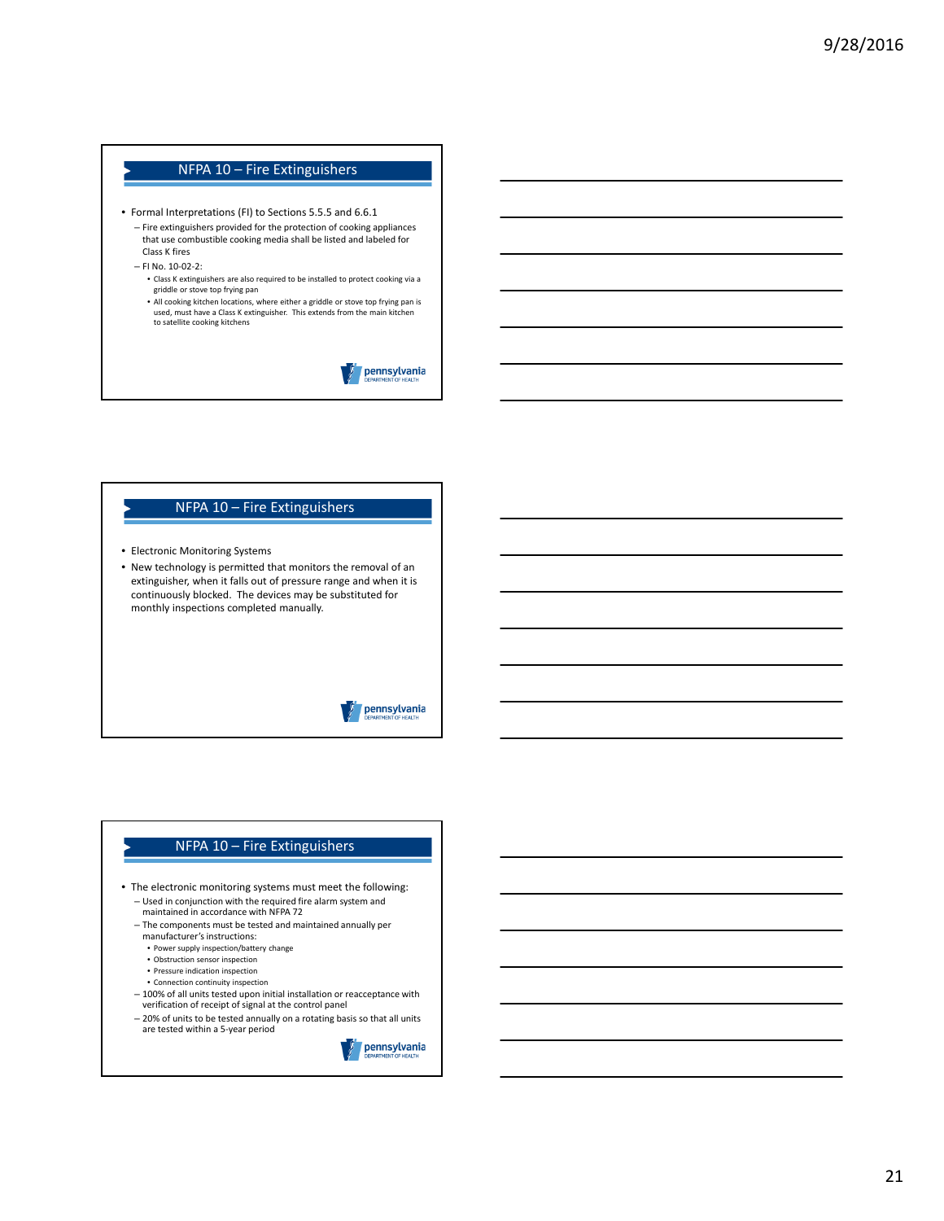## NFPA 10 – Fire Extinguishers

- Formal Interpretations (FI) to Sections 5.5.5 and 6.6.1
  - Fire extinguishers provided for the protection of cooking appliances that use combustible cooking media shall be listed and labeled for Class K fires
  - FI No. 10-02-2:
    - Class K extinguishers are also required to be installed to protect cooking via a griddle or stove top frying pan
    - All cooking kitchen locations, where either a griddle or stove top frying pan is used, must have a Class K extinguisher. This extends from the main kitchen to satellite cooking kitchens

## NFPA 10 – Fire Extinguishers

- Electronic Monitoring Systems
- New technology is permitted that monitors the removal of an extinguisher, when it falls out of pressure range and when it is continuously blocked. The devices may be substituted for monthly inspections completed manually.

## NFPA 10 – Fire Extinguishers

- The electronic monitoring systems must meet the following:
  - Used in conjunction with the required fire alarm system and maintained in accordance with NFPA 72
  - The components must be tested and maintained annually per manufacturer's instructions:
    - Power supply inspection/battery change
    - Obstruction sensor inspection
    - Pressure indication inspection
    - Connection continuity inspection
  - 100% of all units tested upon initial installation or reacceptance with verification of receipt of signal at the control panel
  - 20% of units to be tested annually on a rotating basis so that all units are tested within a 5-year period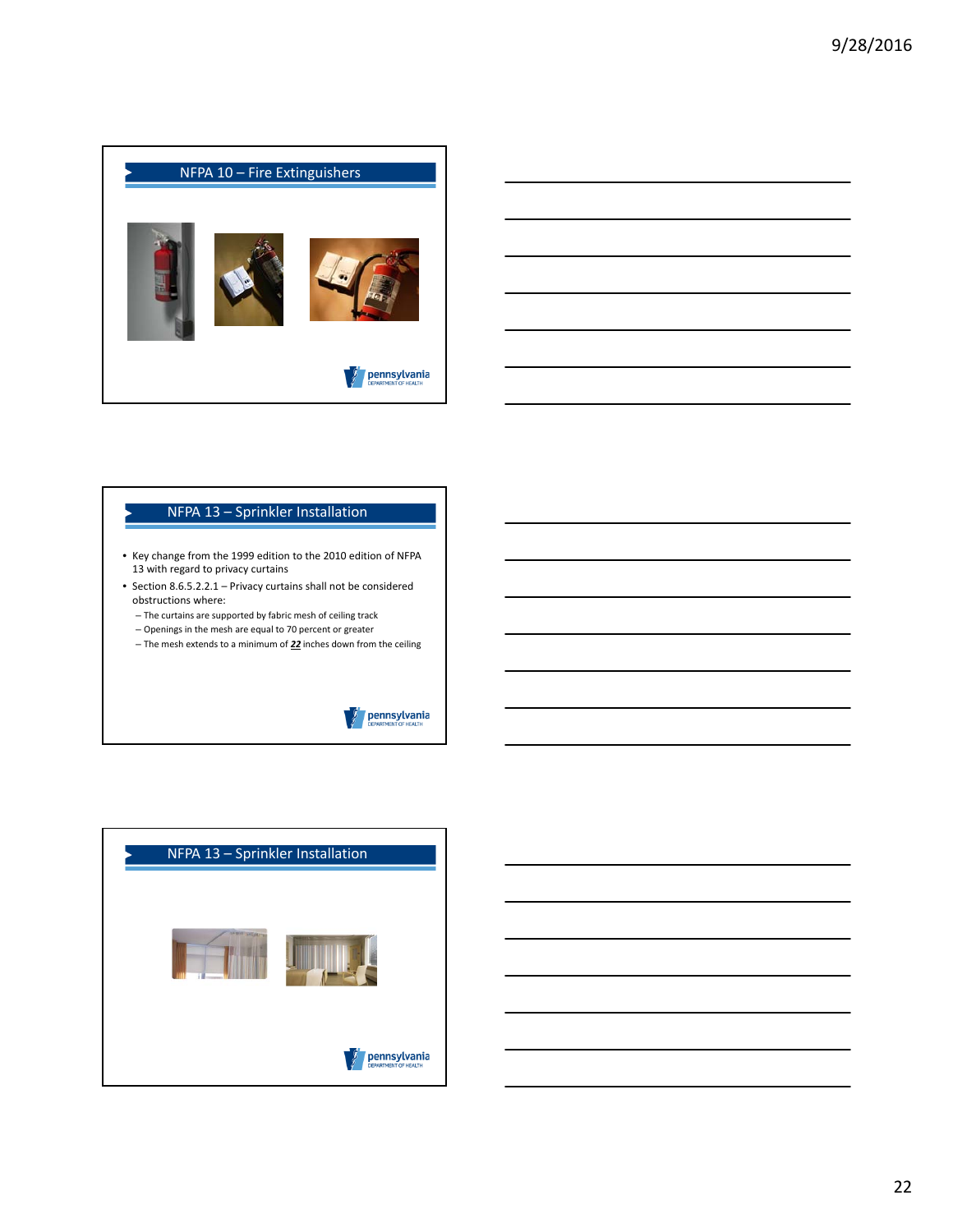## NFPA 10 – Fire Extinguishers

## NFPA 13 – Sprinkler Installation

- Key change from the 1999 edition to the 2010 edition of NFPA 13 with regard to privacy curtains
- Section 8.6.5.2.2.1 – Privacy curtains shall not be considered obstructions where:
  - The curtains are supported by fabric mesh of ceiling track
  - Openings in the mesh are equal to 70 percent or greater
  - The mesh extends to a minimum of ***22*** inches down from the ceiling

## NFPA 13 – Sprinkler Installation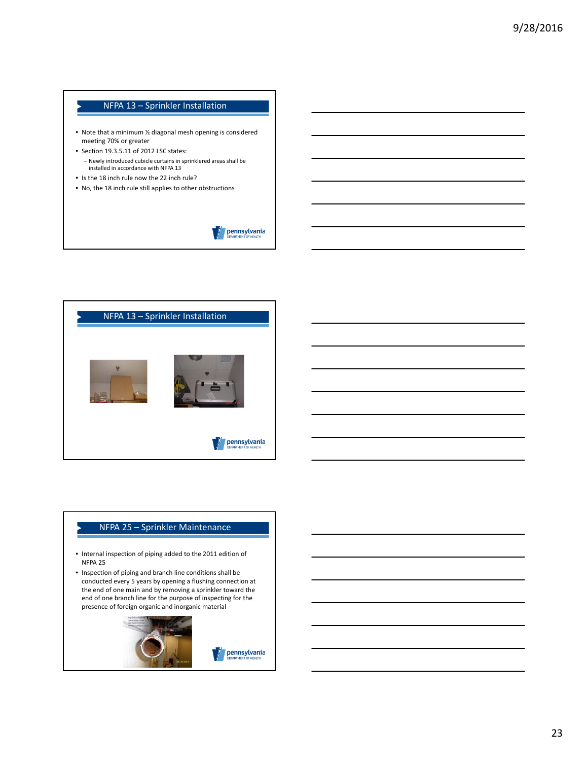## NFPA 13 – Sprinkler Installation

- Note that a minimum ½ diagonal mesh opening is considered meeting 70% or greater
- Section 19.3.5.11 of 2012 LSC states:
  - Newly introduced cubicle curtains in sprinklered areas shall be installed in accordance with NFPA 13
- Is the 18 inch rule now the 22 inch rule?
- No, the 18 inch rule still applies to other obstructions

## NFPA 13 – Sprinkler Installation

## NFPA 25 – Sprinkler Maintenance

- Internal inspection of piping added to the 2011 edition of NFPA 25
- Inspection of piping and branch line conditions shall be conducted every 5 years by opening a flushing connection at the end of one main and by removing a sprinkler toward the end of one branch line for the purpose of inspecting for the presence of foreign organic and inorganic material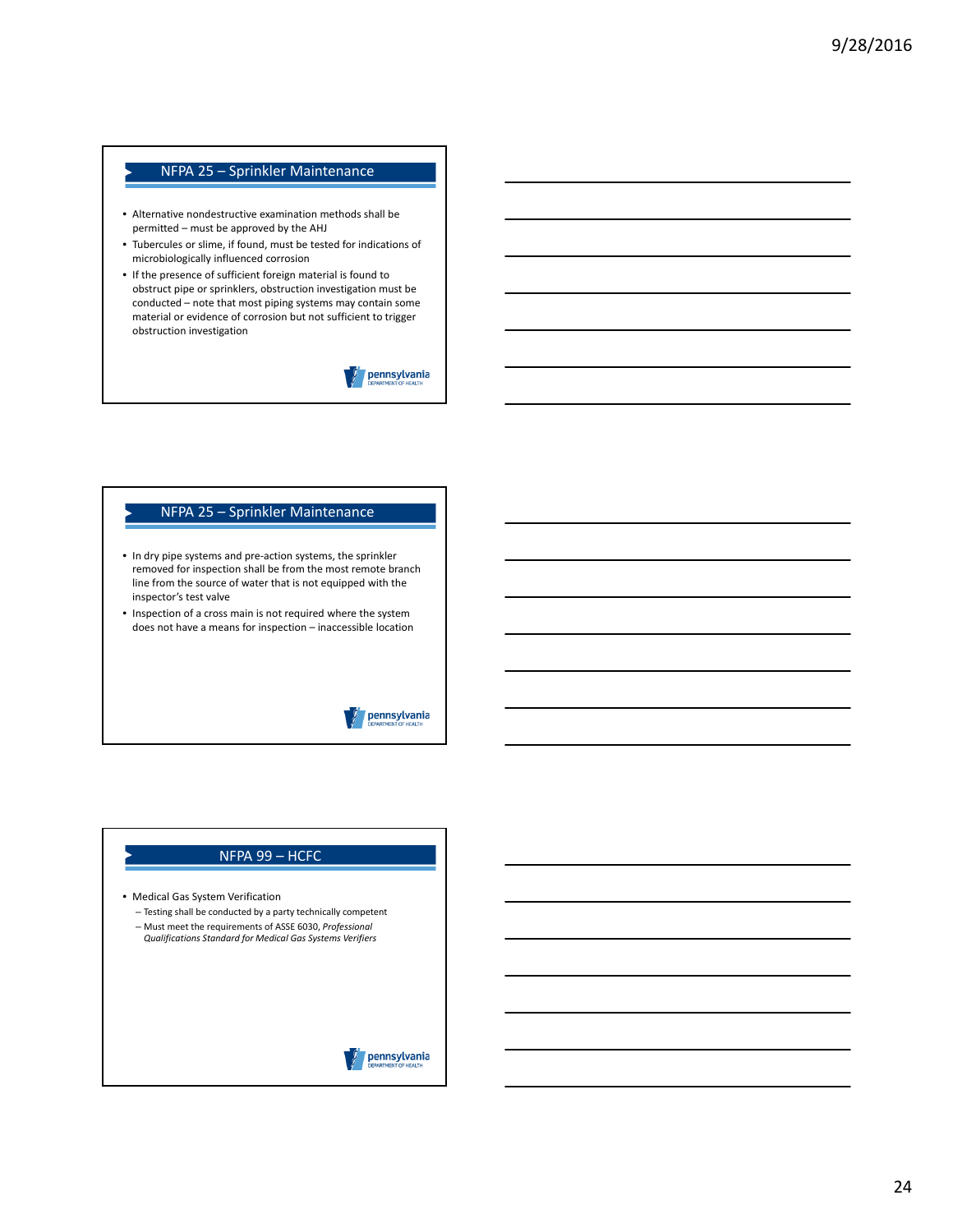## NFPA 25 – Sprinkler Maintenance

- Alternative nondestructive examination methods shall be permitted – must be approved by the AHJ
- Tubercules or slime, if found, must be tested for indications of microbiologically influenced corrosion
- If the presence of sufficient foreign material is found to obstruct pipe or sprinklers, obstruction investigation must be conducted – note that most piping systems may contain some material or evidence of corrosion but not sufficient to trigger obstruction investigation

## NFPA 25 – Sprinkler Maintenance

- In dry pipe systems and pre-action systems, the sprinkler removed for inspection shall be from the most remote branch line from the source of water that is not equipped with the inspector's test valve
- Inspection of a cross main is not required where the system does not have a means for inspection – inaccessible location

## NFPA 99 – HCFC

- Medical Gas System Verification
  - Testing shall be conducted by a party technically competent
  - Must meet the requirements of ASSE 6030, *Professional Qualifications Standard for Medical Gas Systems Verifiers*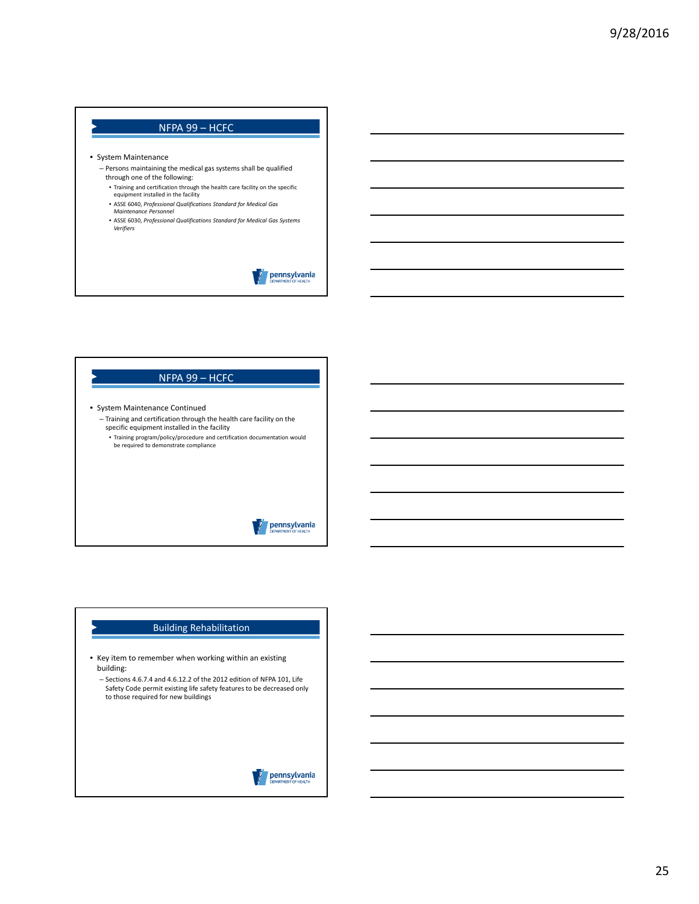## NFPA 99 – HCFC

- System Maintenance
  - Persons maintaining the medical gas systems shall be qualified through one of the following:
    - Training and certification through the health care facility on the specific equipment installed in the facility
    - ASSE 6040, *Professional Qualifications Standard for Medical Gas Maintenance Personnel*
    - ASSE 6030, *Professional Qualifications Standard for Medical Gas Systems Verifiers*

## NFPA 99 – HCFC

- System Maintenance Continued
  - Training and certification through the health care facility on the specific equipment installed in the facility
    - Training program/policy/procedure and certification documentation would be required to demonstrate compliance

## Building Rehabilitation

- Key item to remember when working within an existing building:
  - Sections 4.6.7.4 and 4.6.12.2 of the 2012 edition of NFPA 101, Life Safety Code permit existing life safety features to be decreased only to those required for new buildings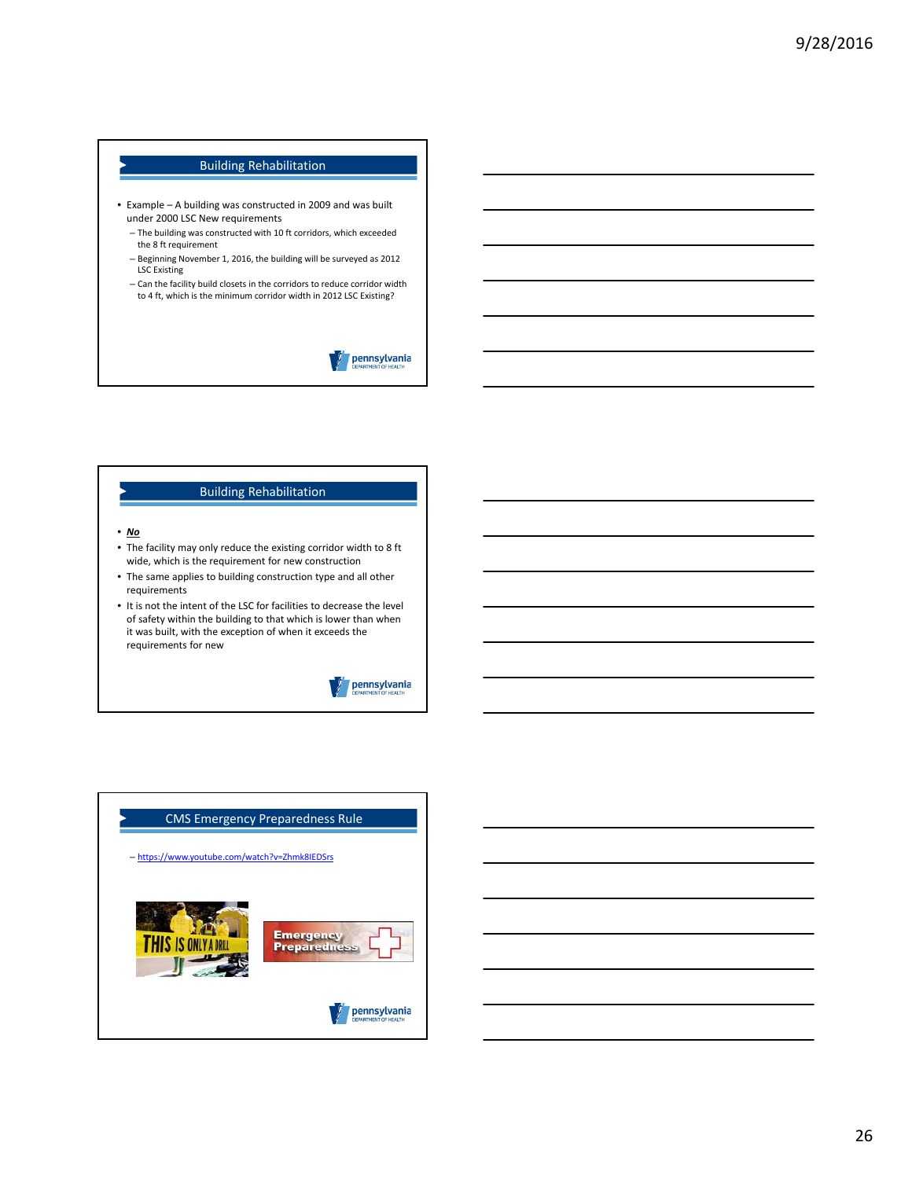## Building Rehabilitation

- Example – A building was constructed in 2009 and was built under 2000 LSC New requirements
  - The building was constructed with 10 ft corridors, which exceeded the 8 ft requirement
  - Beginning November 1, 2016, the building will be surveyed as 2012 LSC Existing
  - Can the facility build closets in the corridors to reduce corridor width to 4 ft, which is the minimum corridor width in 2012 LSC Existing?

## Building Rehabilitation

- ***No***
- The facility may only reduce the existing corridor width to 8 ft wide, which is the requirement for new construction
- The same applies to building construction type and all other requirements
- It is not the intent of the LSC for facilities to decrease the level of safety within the building to that which is lower than when it was built, with the exception of when it exceeds the requirements for new

## CMS Emergency Preparedness Rule

- https://www.youtube.com/watch?v=Zhmk8IEDSrs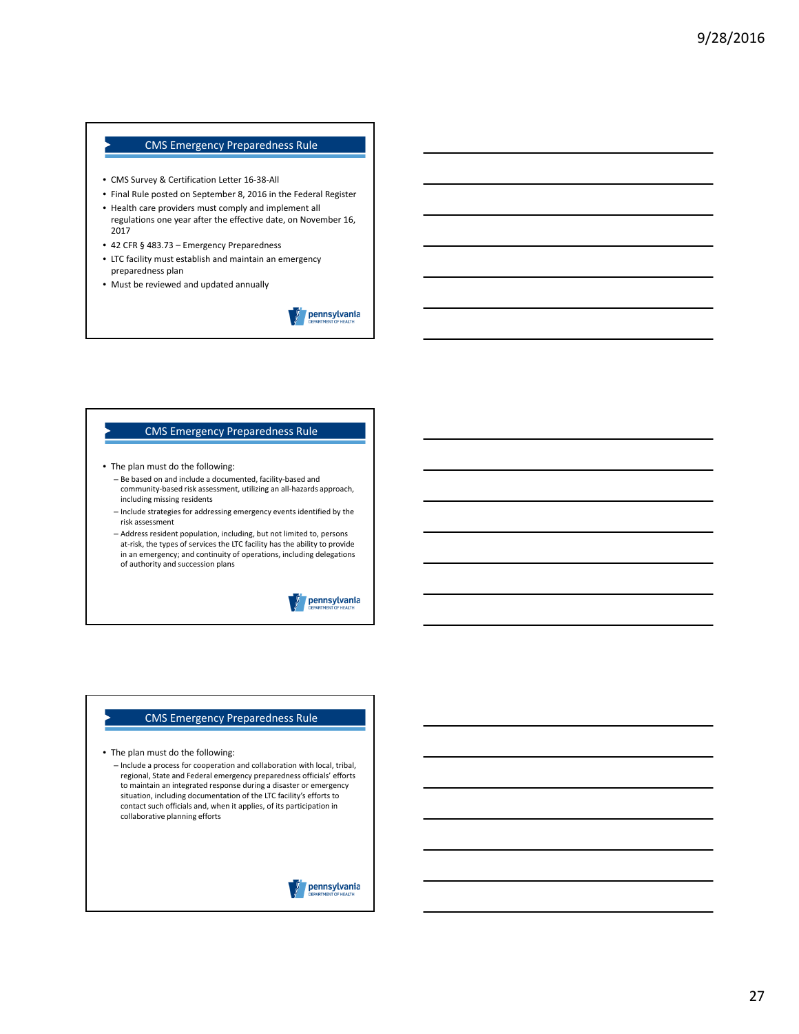## CMS Emergency Preparedness Rule

- CMS Survey & Certification Letter 16-38-All
- Final Rule posted on September 8, 2016 in the Federal Register
- Health care providers must comply and implement all regulations one year after the effective date, on November 16, 2017
- 42 CFR § 483.73 – Emergency Preparedness
- LTC facility must establish and maintain an emergency preparedness plan
- Must be reviewed and updated annually

## CMS Emergency Preparedness Rule

- The plan must do the following:
  - Be based on and include a documented, facility-based and community-based risk assessment, utilizing an all-hazards approach, including missing residents
  - Include strategies for addressing emergency events identified by the risk assessment
  - Address resident population, including, but not limited to, persons at-risk, the types of services the LTC facility has the ability to provide in an emergency; and continuity of operations, including delegations of authority and succession plans

## CMS Emergency Preparedness Rule

- The plan must do the following:
  - Include a process for cooperation and collaboration with local, tribal, regional, State and Federal emergency preparedness officials' efforts to maintain an integrated response during a disaster or emergency situation, including documentation of the LTC facility's efforts to contact such officials and, when it applies, of its participation in collaborative planning efforts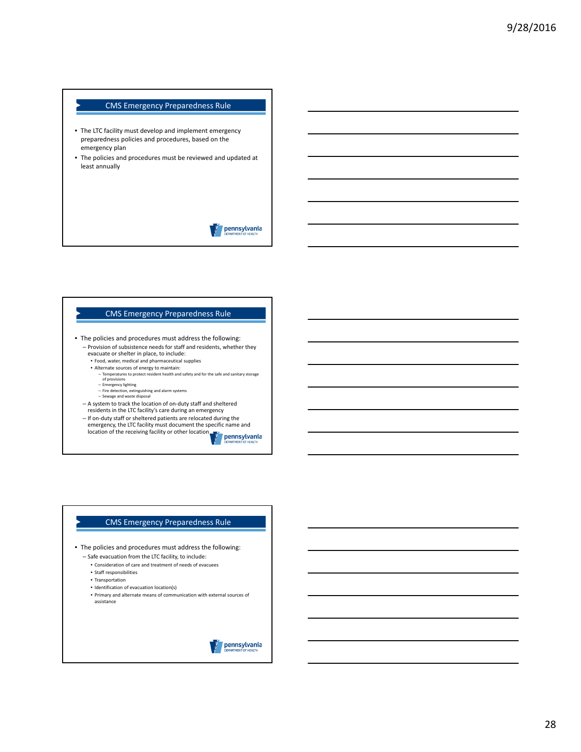## CMS Emergency Preparedness Rule

- The LTC facility must develop and implement emergency preparedness policies and procedures, based on the emergency plan
- The policies and procedures must be reviewed and updated at least annually

## CMS Emergency Preparedness Rule

- The policies and procedures must address the following:
  - Provision of subsistence needs for staff and residents, whether they evacuate or shelter in place, to include:
    - Food, water, medical and pharmaceutical supplies
    - Alternate sources of energy to maintain:
      - Temperatures to protect resident health and safety and for the safe and sanitary storage of provisions
      - Emergency lighting
      - Fire detection, extinguishing and alarm systems
      - Sewage and waste disposal
  - A system to track the location of on-duty staff and sheltered residents in the LTC facility's care during an emergency
  - If on-duty staff or sheltered patients are relocated during the emergency, the LTC facility must document the specific name and location of the receiving facility or other location

## CMS Emergency Preparedness Rule

- The policies and procedures must address the following:
  - Safe evacuation from the LTC facility, to include:
    - Consideration of care and treatment of needs of evacuees
    - Staff responsibilities
    - Transportation
    - Identification of evacuation location(s)
    - Primary and alternate means of communication with external sources of assistance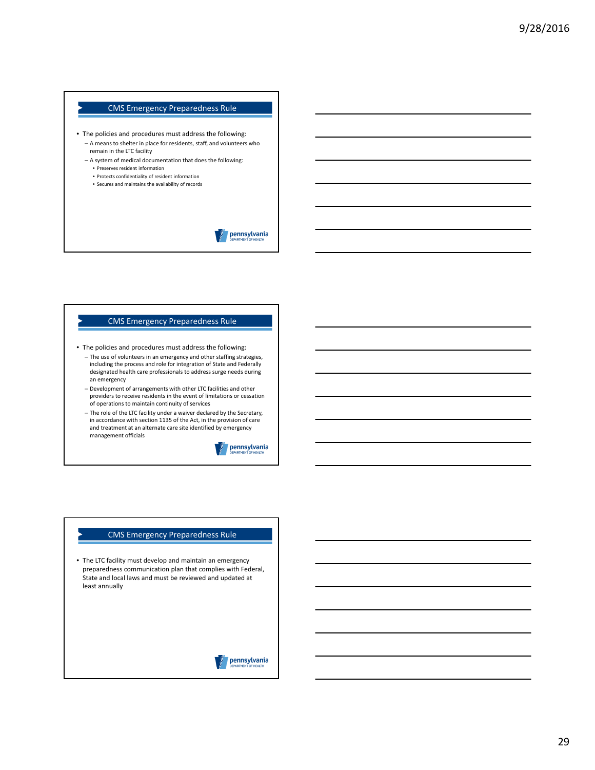## CMS Emergency Preparedness Rule

- The policies and procedures must address the following:
  - A means to shelter in place for residents, staff, and volunteers who remain in the LTC facility
  - A system of medical documentation that does the following:
    - Preserves resident information
    - Protects confidentiality of resident information
    - Secures and maintains the availability of records

## CMS Emergency Preparedness Rule

- The policies and procedures must address the following:
  - The use of volunteers in an emergency and other staffing strategies, including the process and role for integration of State and Federally designated health care professionals to address surge needs during an emergency
  - Development of arrangements with other LTC facilities and other providers to receive residents in the event of limitations or cessation of operations to maintain continuity of services
  - The role of the LTC facility under a waiver declared by the Secretary, in accordance with section 1135 of the Act, in the provision of care and treatment at an alternate care site identified by emergency management officials

## CMS Emergency Preparedness Rule

- The LTC facility must develop and maintain an emergency preparedness communication plan that complies with Federal, State and local laws and must be reviewed and updated at least annually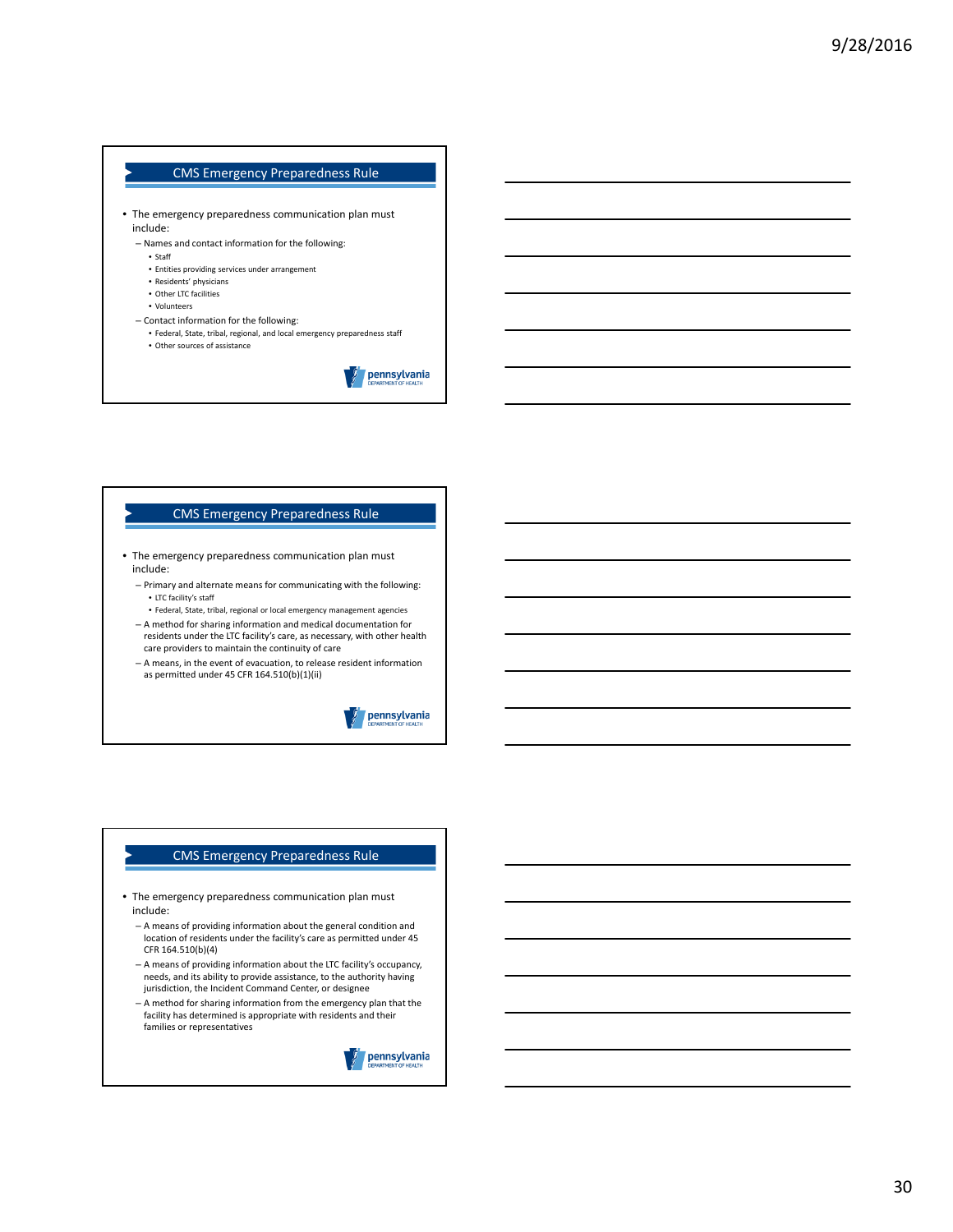## CMS Emergency Preparedness Rule

- The emergency preparedness communication plan must include:
  - Names and contact information for the following:
    - Staff
    - Entities providing services under arrangement
    - Residents' physicians
    - Other LTC facilities
    - Volunteers
  - Contact information for the following:
    - Federal, State, tribal, regional, and local emergency preparedness staff
    - Other sources of assistance

## CMS Emergency Preparedness Rule

- The emergency preparedness communication plan must include:
  - Primary and alternate means for communicating with the following:
    - LTC facility's staff
    - Federal, State, tribal, regional or local emergency management agencies
  - A method for sharing information and medical documentation for residents under the LTC facility's care, as necessary, with other health care providers to maintain the continuity of care
  - A means, in the event of evacuation, to release resident information as permitted under 45 CFR 164.510(b)(1)(ii)

## CMS Emergency Preparedness Rule

- The emergency preparedness communication plan must include:
  - A means of providing information about the general condition and location of residents under the facility's care as permitted under 45 CFR 164.510(b)(4)
  - A means of providing information about the LTC facility's occupancy, needs, and its ability to provide assistance, to the authority having jurisdiction, the Incident Command Center, or designee
  - A method for sharing information from the emergency plan that the facility has determined is appropriate with residents and their families or representatives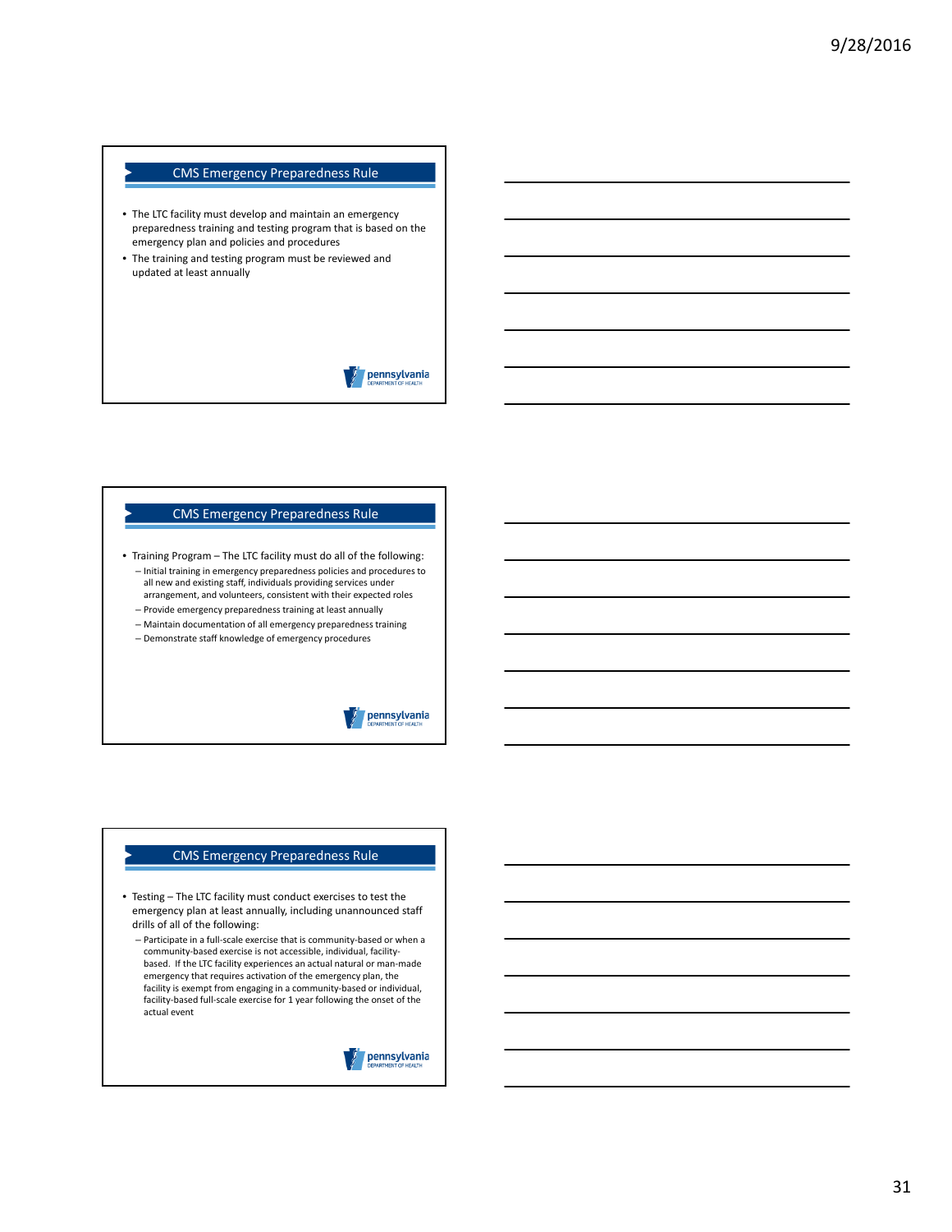## CMS Emergency Preparedness Rule

- The LTC facility must develop and maintain an emergency preparedness training and testing program that is based on the emergency plan and policies and procedures
- The training and testing program must be reviewed and updated at least annually

## CMS Emergency Preparedness Rule

- Training Program – The LTC facility must do all of the following:
  - Initial training in emergency preparedness policies and procedures to all new and existing staff, individuals providing services under arrangement, and volunteers, consistent with their expected roles
  - Provide emergency preparedness training at least annually
  - Maintain documentation of all emergency preparedness training
  - Demonstrate staff knowledge of emergency procedures

## CMS Emergency Preparedness Rule

- Testing – The LTC facility must conduct exercises to test the emergency plan at least annually, including unannounced staff drills of all of the following:
  - Participate in a full-scale exercise that is community-based or when a community-based exercise is not accessible, individual, facility-based. If the LTC facility experiences an actual natural or man-made emergency that requires activation of the emergency plan, the facility is exempt from engaging in a community-based or individual, facility-based full-scale exercise for 1 year following the onset of the actual event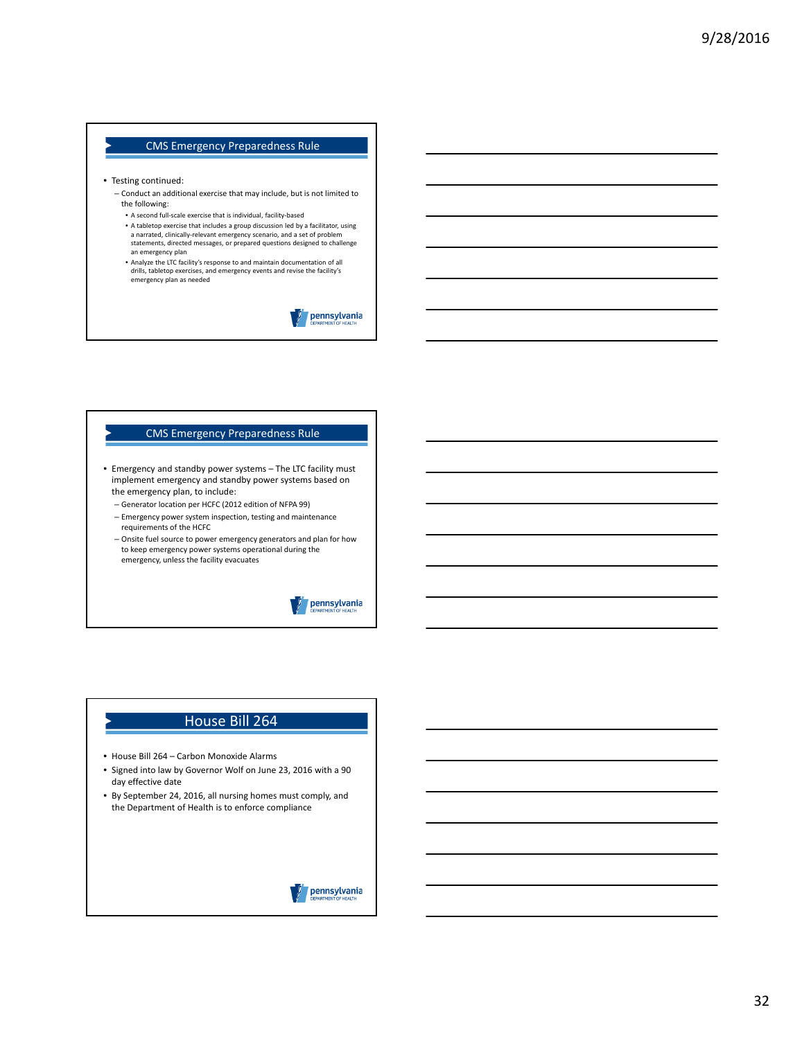## CMS Emergency Preparedness Rule

- Testing continued:
  - Conduct an additional exercise that may include, but is not limited to the following:
    - A second full-scale exercise that is individual, facility-based
    - A tabletop exercise that includes a group discussion led by a facilitator, using a narrated, clinically-relevant emergency scenario, and a set of problem statements, directed messages, or prepared questions designed to challenge an emergency plan
    - Analyze the LTC facility's response to and maintain documentation of all drills, tabletop exercises, and emergency events and revise the facility's emergency plan as needed

## CMS Emergency Preparedness Rule

- Emergency and standby power systems – The LTC facility must implement emergency and standby power systems based on the emergency plan, to include:
  - Generator location per HCFC (2012 edition of NFPA 99)
  - Emergency power system inspection, testing and maintenance requirements of the HCFC
  - Onsite fuel source to power emergency generators and plan for how to keep emergency power systems operational during the emergency, unless the facility evacuates

## House Bill 264

- House Bill 264 – Carbon Monoxide Alarms
- Signed into law by Governor Wolf on June 23, 2016 with a 90 day effective date
- By September 24, 2016, all nursing homes must comply, and the Department of Health is to enforce compliance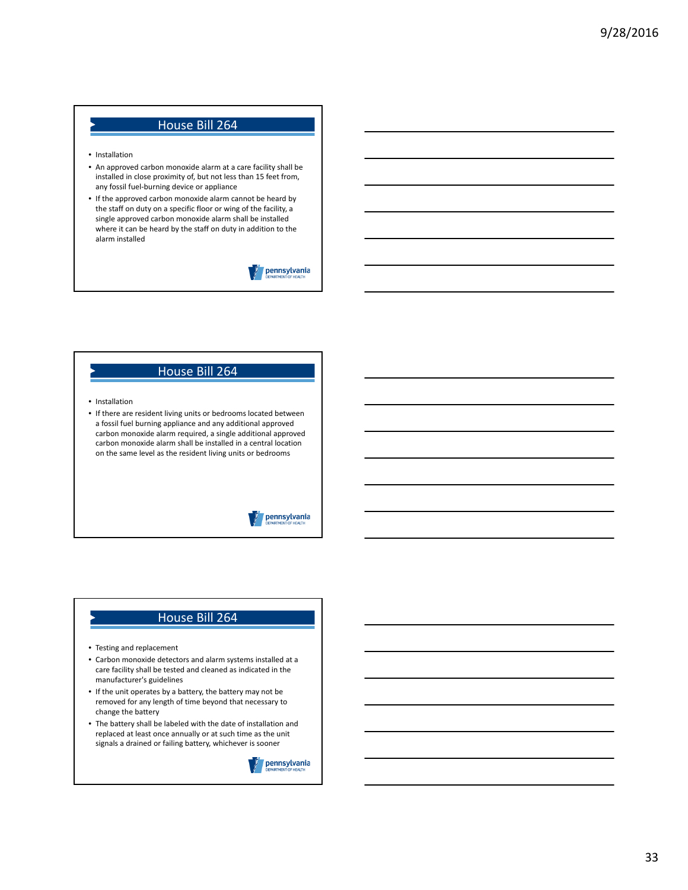## House Bill 264

- Installation
- An approved carbon monoxide alarm at a care facility shall be installed in close proximity of, but not less than 15 feet from, any fossil fuel-burning device or appliance
- If the approved carbon monoxide alarm cannot be heard by the staff on duty on a specific floor or wing of the facility, a single approved carbon monoxide alarm shall be installed where it can be heard by the staff on duty in addition to the alarm installed

## House Bill 264

- Installation
- If there are resident living units or bedrooms located between a fossil fuel burning appliance and any additional approved carbon monoxide alarm required, a single additional approved carbon monoxide alarm shall be installed in a central location on the same level as the resident living units or bedrooms

## House Bill 264

- Testing and replacement
- Carbon monoxide detectors and alarm systems installed at a care facility shall be tested and cleaned as indicated in the manufacturer's guidelines
- If the unit operates by a battery, the battery may not be removed for any length of time beyond that necessary to change the battery
- The battery shall be labeled with the date of installation and replaced at least once annually or at such time as the unit signals a drained or failing battery, whichever is sooner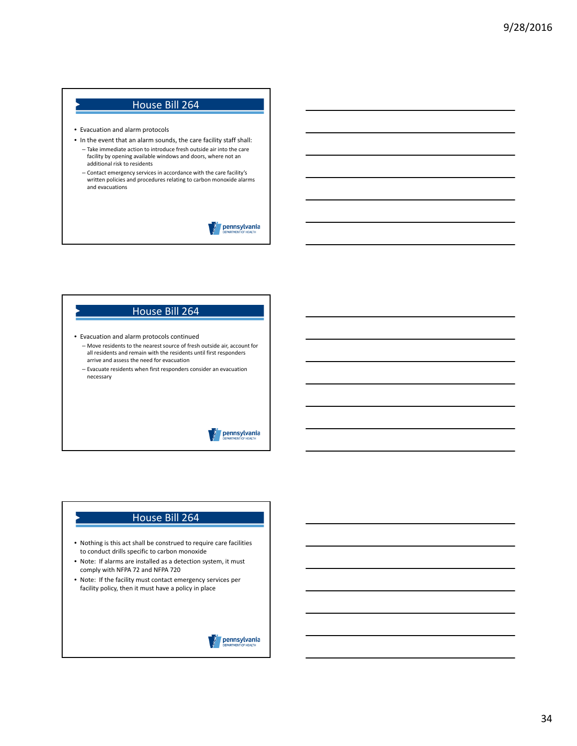## House Bill 264

- Evacuation and alarm protocols
- In the event that an alarm sounds, the care facility staff shall:
  - Take immediate action to introduce fresh outside air into the care facility by opening available windows and doors, where not an additional risk to residents
  - Contact emergency services in accordance with the care facility's written policies and procedures relating to carbon monoxide alarms and evacuations

## House Bill 264

- Evacuation and alarm protocols continued
  - Move residents to the nearest source of fresh outside air, account for all residents and remain with the residents until first responders arrive and assess the need for evacuation
  - Evacuate residents when first responders consider an evacuation necessary

## House Bill 264

- Nothing is this act shall be construed to require care facilities to conduct drills specific to carbon monoxide
- Note: If alarms are installed as a detection system, it must comply with NFPA 72 and NFPA 720
- Note: If the facility must contact emergency services per facility policy, then it must have a policy in place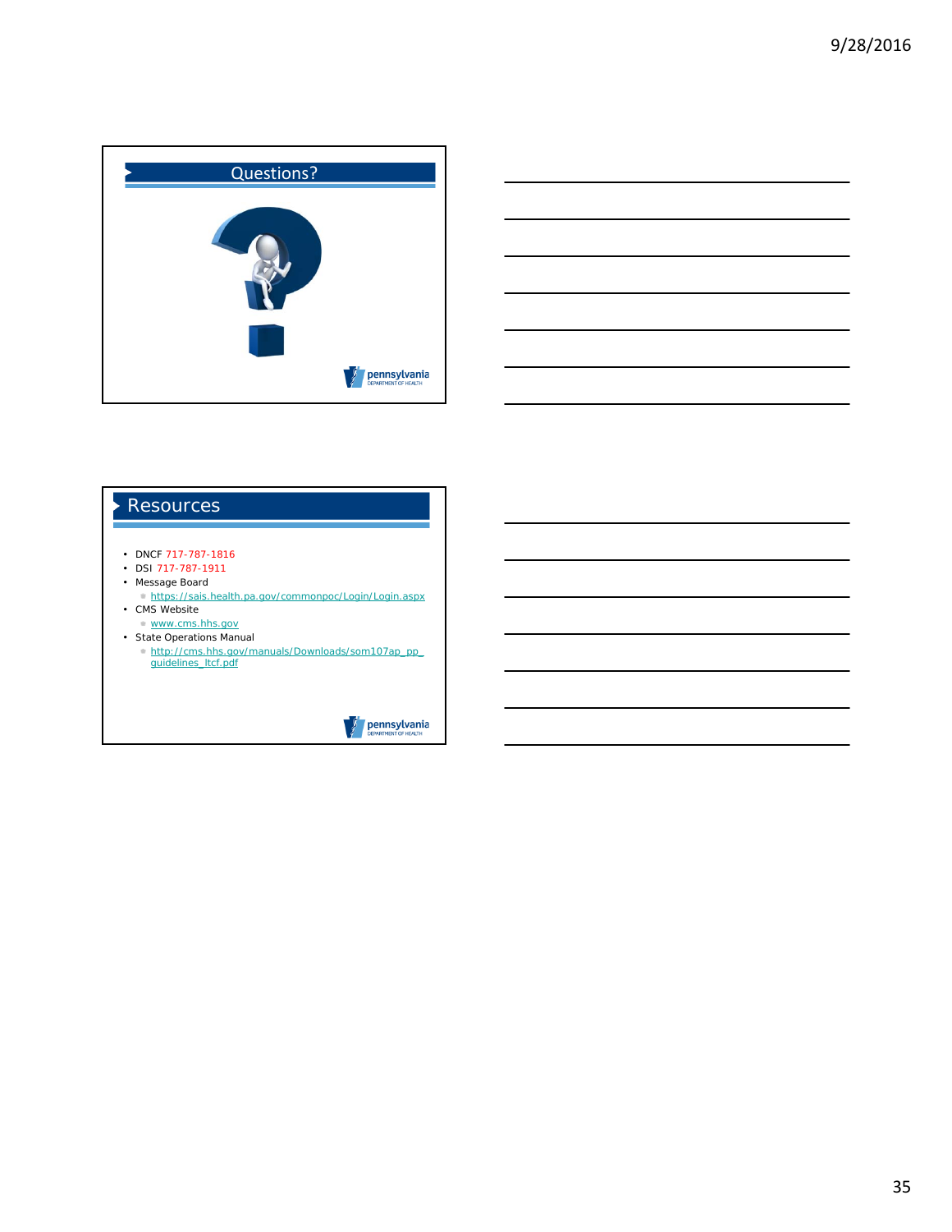## Questions?

pennsylvania
DEPARTMENT OF HEALTH

## Resources

- DNCF 717-787-1816
- DSI 717-787-1911
- Message Board
  - https://sais.health.pa.gov/commonpoc/Login/Login.aspx
- CMS Website
  - www.cms.hhs.gov
- State Operations Manual
  - http://cms.hhs.gov/manuals/Downloads/som107ap_pp_guidelines_ltcf.pdf

pennsylvania
DEPARTMENT OF HEALTH